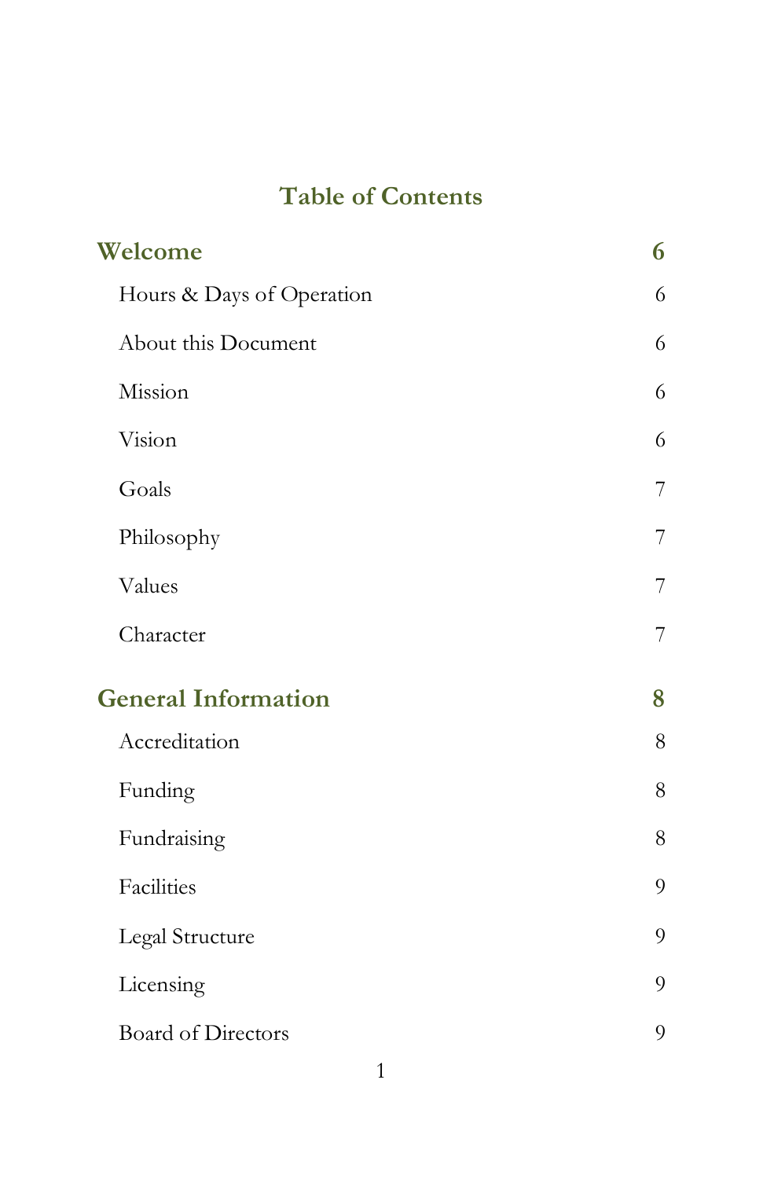# Table of Contents

**Welcome** — 6

- Hours & Days of Operation — 6
- About this Document — 6
- Mission — 6
- Vision — 6
- Goals — 7
- Philosophy — 7
- Values — 7
- Character — 7

**General Information** — 8

- Accreditation — 8
- Funding — 8
- Fundraising — 8
- Facilities — 9
- Legal Structure — 9
- Licensing — 9
- Board of Directors — 9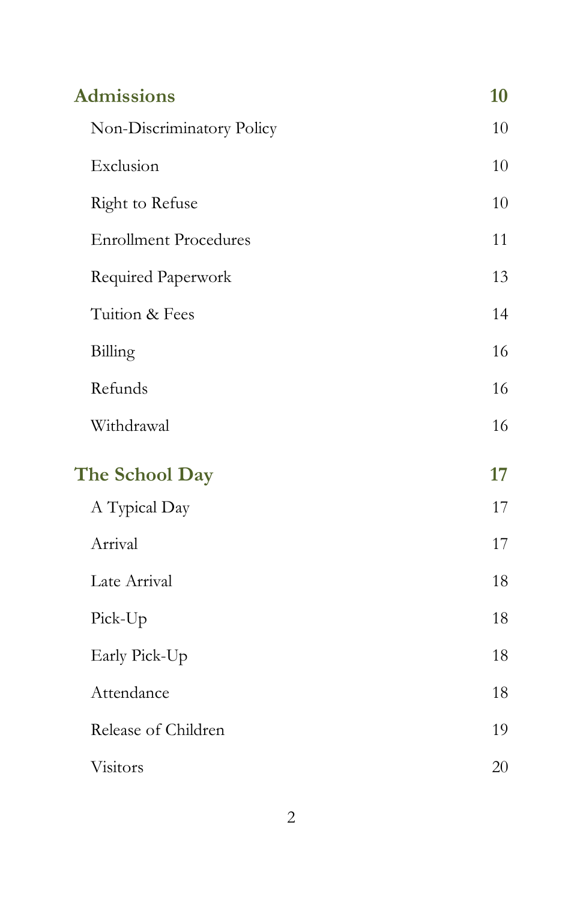| | |
|---|---|
| **Admissions** | **10** |
| Non-Discriminatory Policy | 10 |
| Exclusion | 10 |
| Right to Refuse | 10 |
| Enrollment Procedures | 11 |
| Required Paperwork | 13 |
| Tuition & Fees | 14 |
| Billing | 16 |
| Refunds | 16 |
| Withdrawal | 16 |
| **The School Day** | **17** |
| A Typical Day | 17 |
| Arrival | 17 |
| Late Arrival | 18 |
| Pick-Up | 18 |
| Early Pick-Up | 18 |
| Attendance | 18 |
| Release of Children | 19 |
| Visitors | 20 |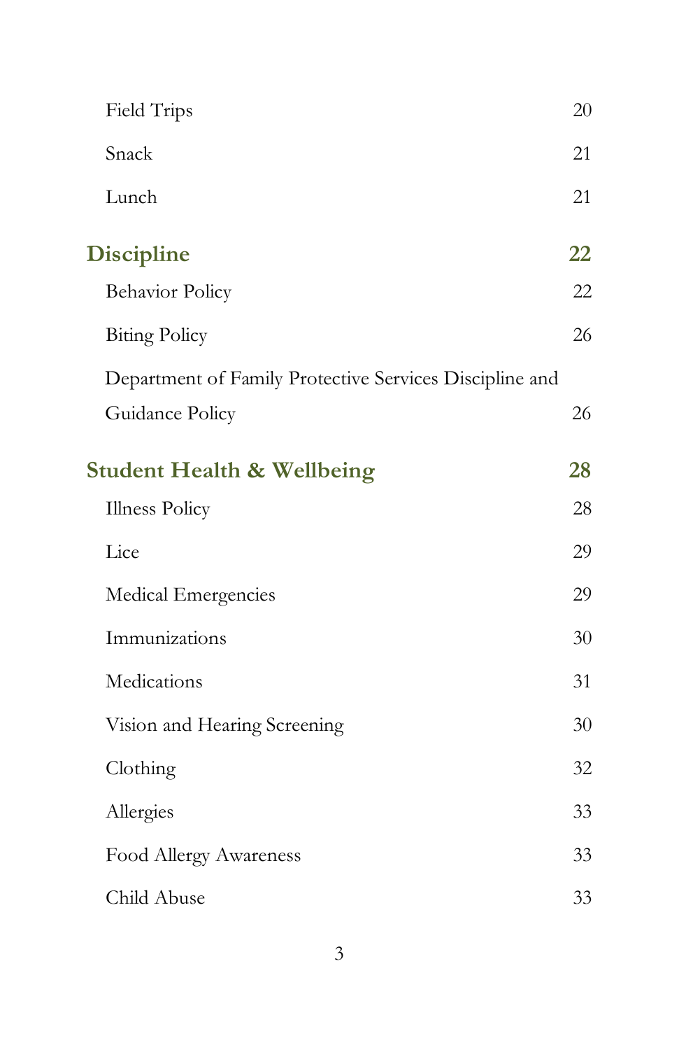| | |
|---|---|
| Field Trips | 20 |
| Snack | 21 |
| Lunch | 21 |
| **Discipline** | **22** |
| Behavior Policy | 22 |
| Biting Policy | 26 |
| Department of Family Protective Services Discipline and Guidance Policy | 26 |
| **Student Health & Wellbeing** | **28** |
| Illness Policy | 28 |
| Lice | 29 |
| Medical Emergencies | 29 |
| Immunizations | 30 |
| Medications | 31 |
| Vision and Hearing Screening | 30 |
| Clothing | 32 |
| Allergies | 33 |
| Food Allergy Awareness | 33 |
| Child Abuse | 33 |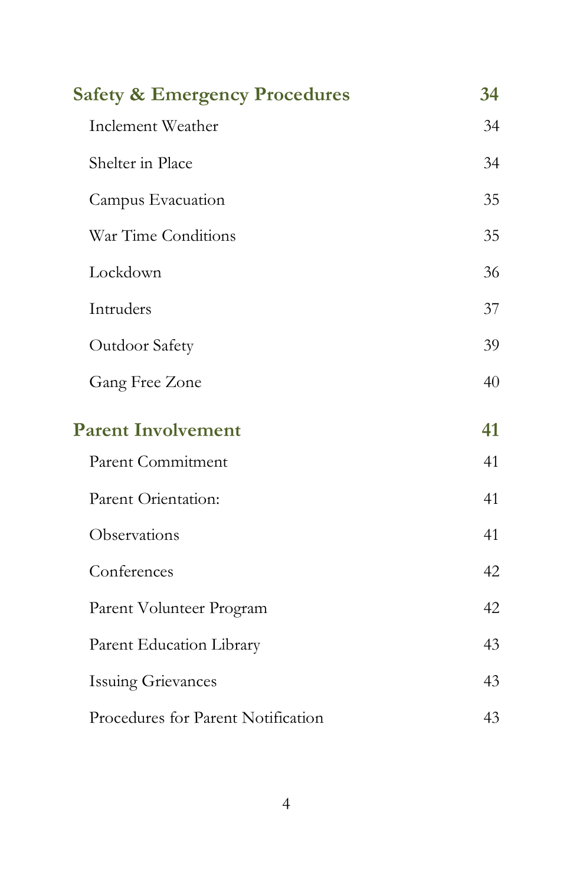**Safety & Emergency Procedures** **34**

Inclement Weather 34

Shelter in Place 34

Campus Evacuation 35

War Time Conditions 35

Lockdown 36

Intruders 37

Outdoor Safety 39

Gang Free Zone 40

**Parent Involvement** **41**

Parent Commitment 41

Parent Orientation: 41

Observations 41

Conferences 42

Parent Volunteer Program 42

Parent Education Library 43

Issuing Grievances 43

Procedures for Parent Notification 43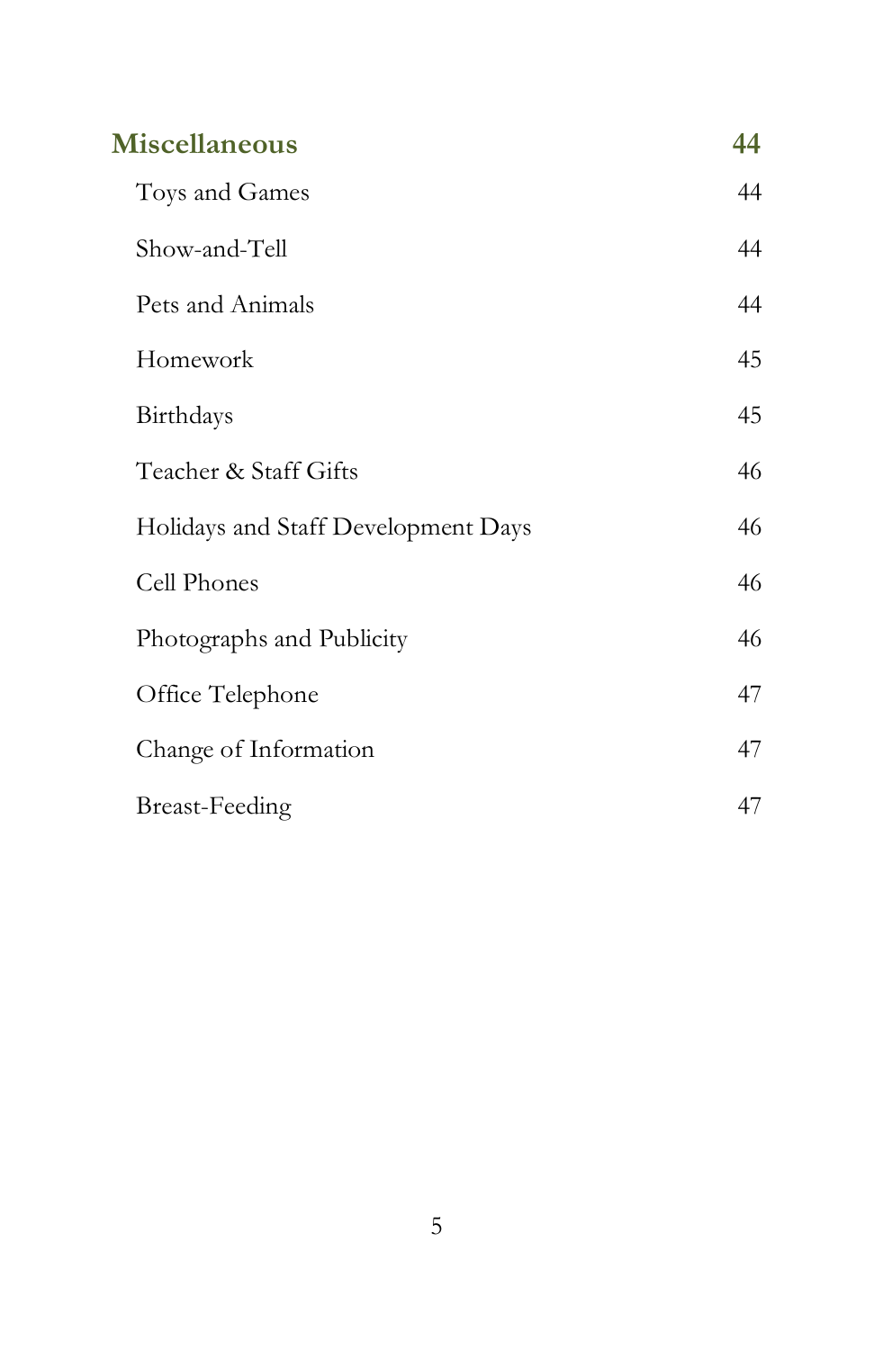| **Miscellaneous** | **44** |
|---|---|
| Toys and Games | 44 |
| Show-and-Tell | 44 |
| Pets and Animals | 44 |
| Homework | 45 |
| Birthdays | 45 |
| Teacher & Staff Gifts | 46 |
| Holidays and Staff Development Days | 46 |
| Cell Phones | 46 |
| Photographs and Publicity | 46 |
| Office Telephone | 47 |
| Change of Information | 47 |
| Breast-Feeding | 47 |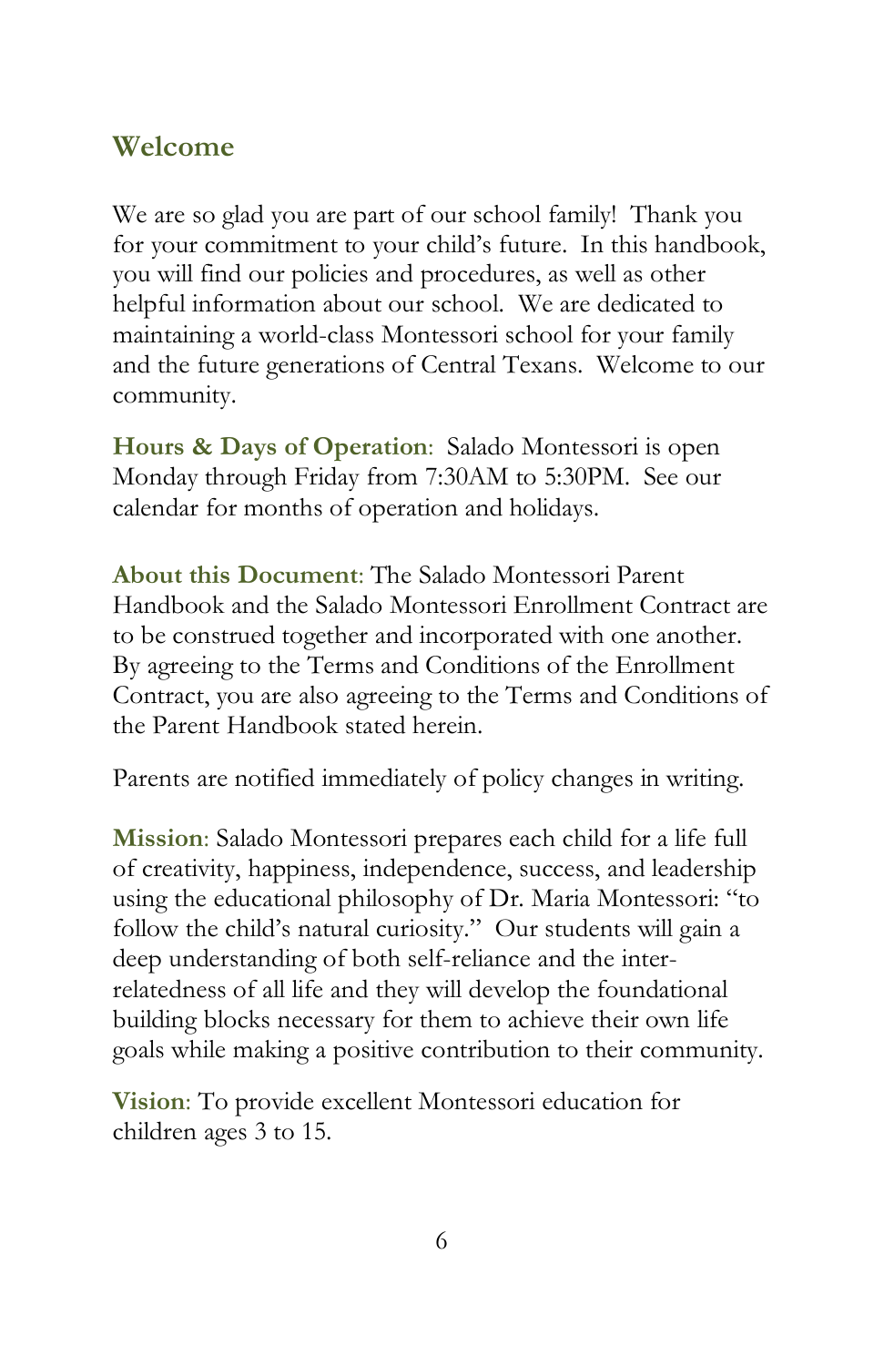## Welcome

We are so glad you are part of our school family! Thank you for your commitment to your child's future. In this handbook, you will find our policies and procedures, as well as other helpful information about our school. We are dedicated to maintaining a world-class Montessori school for your family and the future generations of Central Texans. Welcome to our community.

**Hours & Days of Operation**: Salado Montessori is open Monday through Friday from 7:30AM to 5:30PM. See our calendar for months of operation and holidays.

**About this Document**: The Salado Montessori Parent Handbook and the Salado Montessori Enrollment Contract are to be construed together and incorporated with one another. By agreeing to the Terms and Conditions of the Enrollment Contract, you are also agreeing to the Terms and Conditions of the Parent Handbook stated herein.

Parents are notified immediately of policy changes in writing.

**Mission**: Salado Montessori prepares each child for a life full of creativity, happiness, independence, success, and leadership using the educational philosophy of Dr. Maria Montessori: "to follow the child's natural curiosity." Our students will gain a deep understanding of both self-reliance and the inter-relatedness of all life and they will develop the foundational building blocks necessary for them to achieve their own life goals while making a positive contribution to their community.

**Vision**: To provide excellent Montessori education for children ages 3 to 15.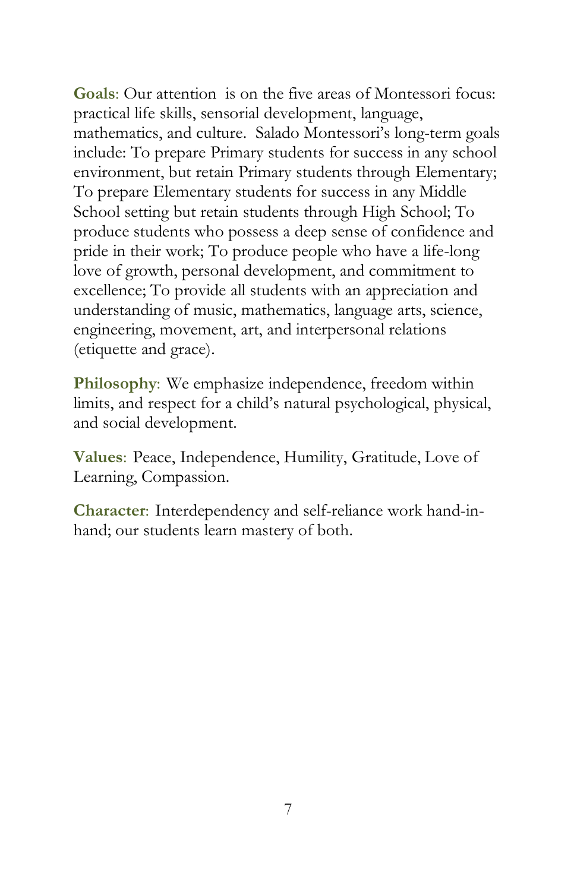**Goals**: Our attention is on the five areas of Montessori focus: practical life skills, sensorial development, language, mathematics, and culture. Salado Montessori's long-term goals include: To prepare Primary students for success in any school environment, but retain Primary students through Elementary; To prepare Elementary students for success in any Middle School setting but retain students through High School; To produce students who possess a deep sense of confidence and pride in their work; To produce people who have a life-long love of growth, personal development, and commitment to excellence; To provide all students with an appreciation and understanding of music, mathematics, language arts, science, engineering, movement, art, and interpersonal relations (etiquette and grace).

**Philosophy**: We emphasize independence, freedom within limits, and respect for a child's natural psychological, physical, and social development.

**Values**: Peace, Independence, Humility, Gratitude, Love of Learning, Compassion.

**Character**: Interdependency and self-reliance work hand-in-hand; our students learn mastery of both.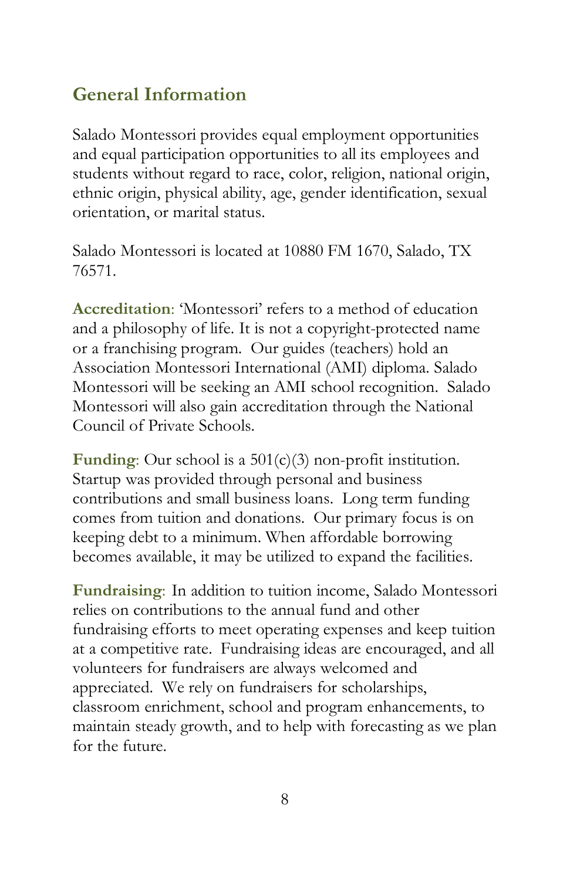## General Information

Salado Montessori provides equal employment opportunities and equal participation opportunities to all its employees and students without regard to race, color, religion, national origin, ethnic origin, physical ability, age, gender identification, sexual orientation, or marital status.

Salado Montessori is located at 10880 FM 1670, Salado, TX 76571.

**Accreditation**: 'Montessori' refers to a method of education and a philosophy of life. It is not a copyright-protected name or a franchising program. Our guides (teachers) hold an Association Montessori International (AMI) diploma. Salado Montessori will be seeking an AMI school recognition. Salado Montessori will also gain accreditation through the National Council of Private Schools.

**Funding**: Our school is a 501(c)(3) non-profit institution. Startup was provided through personal and business contributions and small business loans. Long term funding comes from tuition and donations. Our primary focus is on keeping debt to a minimum. When affordable borrowing becomes available, it may be utilized to expand the facilities.

**Fundraising**: In addition to tuition income, Salado Montessori relies on contributions to the annual fund and other fundraising efforts to meet operating expenses and keep tuition at a competitive rate. Fundraising ideas are encouraged, and all volunteers for fundraisers are always welcomed and appreciated. We rely on fundraisers for scholarships, classroom enrichment, school and program enhancements, to maintain steady growth, and to help with forecasting as we plan for the future.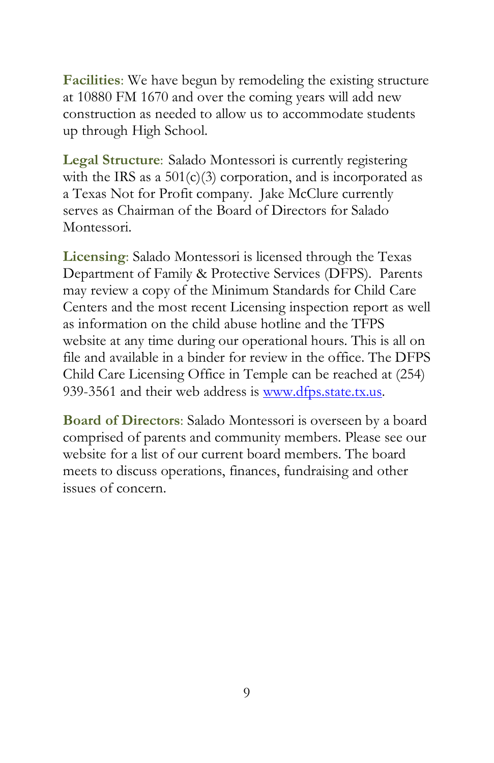**Facilities**: We have begun by remodeling the existing structure at 10880 FM 1670 and over the coming years will add new construction as needed to allow us to accommodate students up through High School.

**Legal Structure**: Salado Montessori is currently registering with the IRS as a 501(c)(3) corporation, and is incorporated as a Texas Not for Profit company. Jake McClure currently serves as Chairman of the Board of Directors for Salado Montessori.

**Licensing**: Salado Montessori is licensed through the Texas Department of Family & Protective Services (DFPS). Parents may review a copy of the Minimum Standards for Child Care Centers and the most recent Licensing inspection report as well as information on the child abuse hotline and the TFPS website at any time during our operational hours. This is all on file and available in a binder for review in the office. The DFPS Child Care Licensing Office in Temple can be reached at (254) 939-3561 and their web address is [www.dfps.state.tx.us](http://www.dfps.state.tx.us).

**Board of Directors**: Salado Montessori is overseen by a board comprised of parents and community members. Please see our website for a list of our current board members. The board meets to discuss operations, finances, fundraising and other issues of concern.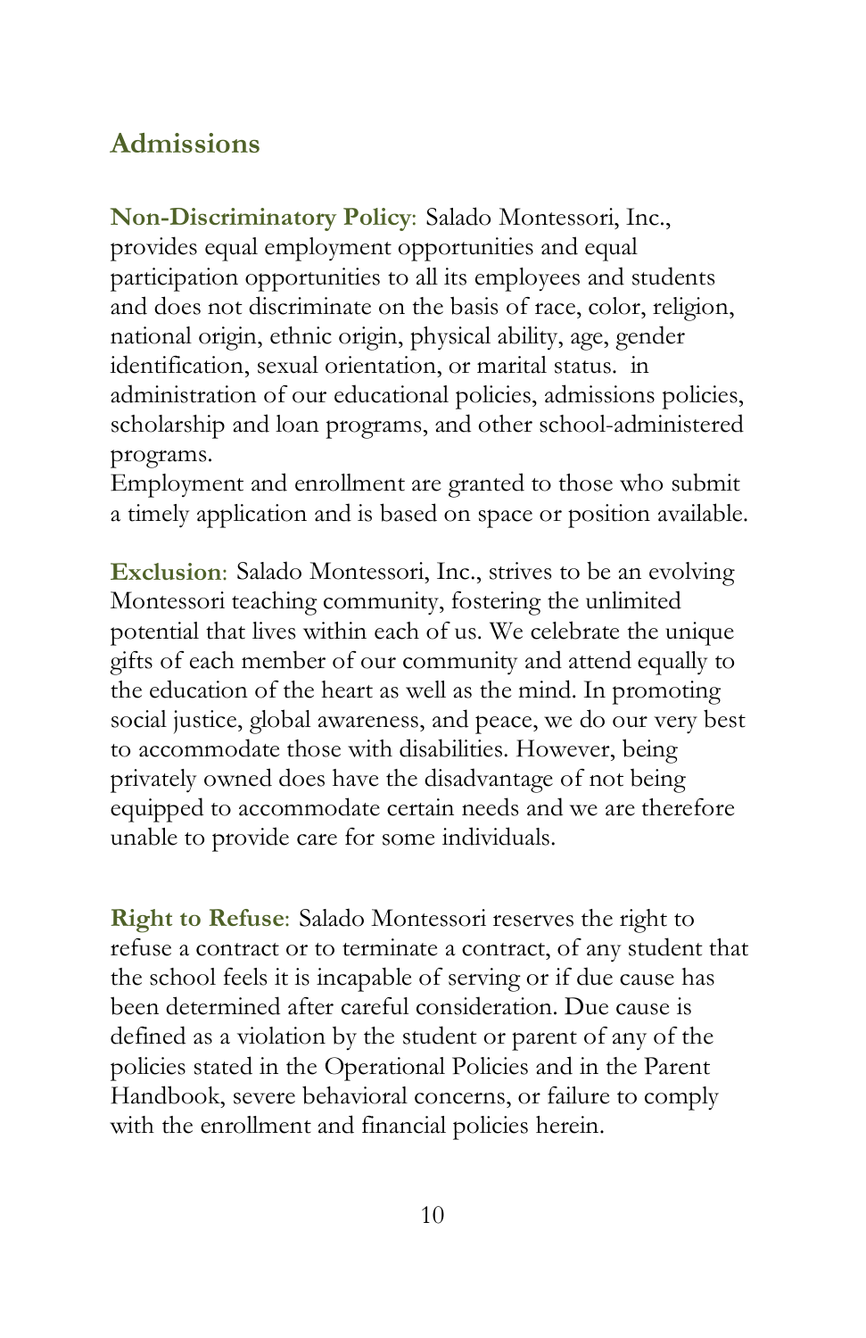## Admissions

**Non-Discriminatory Policy**: Salado Montessori, Inc., provides equal employment opportunities and equal participation opportunities to all its employees and students and does not discriminate on the basis of race, color, religion, national origin, ethnic origin, physical ability, age, gender identification, sexual orientation, or marital status.  in administration of our educational policies, admissions policies, scholarship and loan programs, and other school-administered programs.
Employment and enrollment are granted to those who submit a timely application and is based on space or position available.

**Exclusion**: Salado Montessori, Inc., strives to be an evolving Montessori teaching community, fostering the unlimited potential that lives within each of us. We celebrate the unique gifts of each member of our community and attend equally to the education of the heart as well as the mind. In promoting social justice, global awareness, and peace, we do our very best to accommodate those with disabilities. However, being privately owned does have the disadvantage of not being equipped to accommodate certain needs and we are therefore unable to provide care for some individuals.

**Right to Refuse**: Salado Montessori reserves the right to refuse a contract or to terminate a contract, of any student that the school feels it is incapable of serving or if due cause has been determined after careful consideration. Due cause is defined as a violation by the student or parent of any of the policies stated in the Operational Policies and in the Parent Handbook, severe behavioral concerns, or failure to comply with the enrollment and financial policies herein.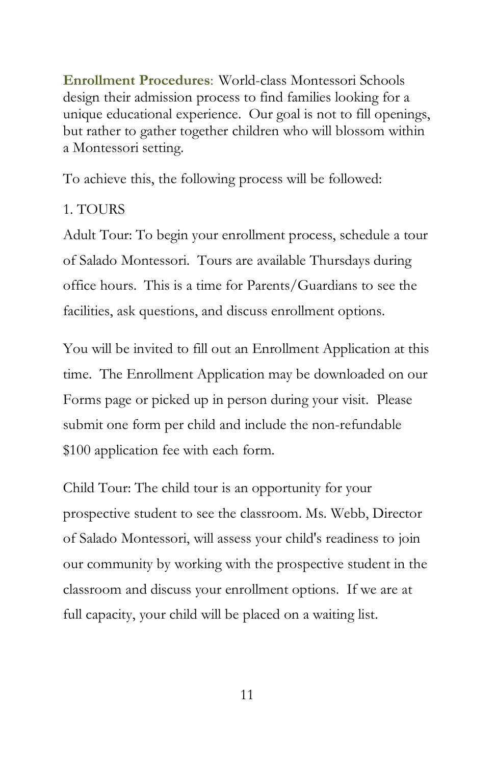**Enrollment Procedures**: World-class Montessori Schools design their admission process to find families looking for a unique educational experience. Our goal is not to fill openings, but rather to gather together children who will blossom within a Montessori setting.

To achieve this, the following process will be followed:

1. TOURS

Adult Tour: To begin your enrollment process, schedule a tour of Salado Montessori. Tours are available Thursdays during office hours. This is a time for Parents/Guardians to see the facilities, ask questions, and discuss enrollment options.

You will be invited to fill out an Enrollment Application at this time. The Enrollment Application may be downloaded on our Forms page or picked up in person during your visit. Please submit one form per child and include the non-refundable $100 application fee with each form.

Child Tour: The child tour is an opportunity for your prospective student to see the classroom. Ms. Webb, Director of Salado Montessori, will assess your child's readiness to join our community by working with the prospective student in the classroom and discuss your enrollment options. If we are at full capacity, your child will be placed on a waiting list.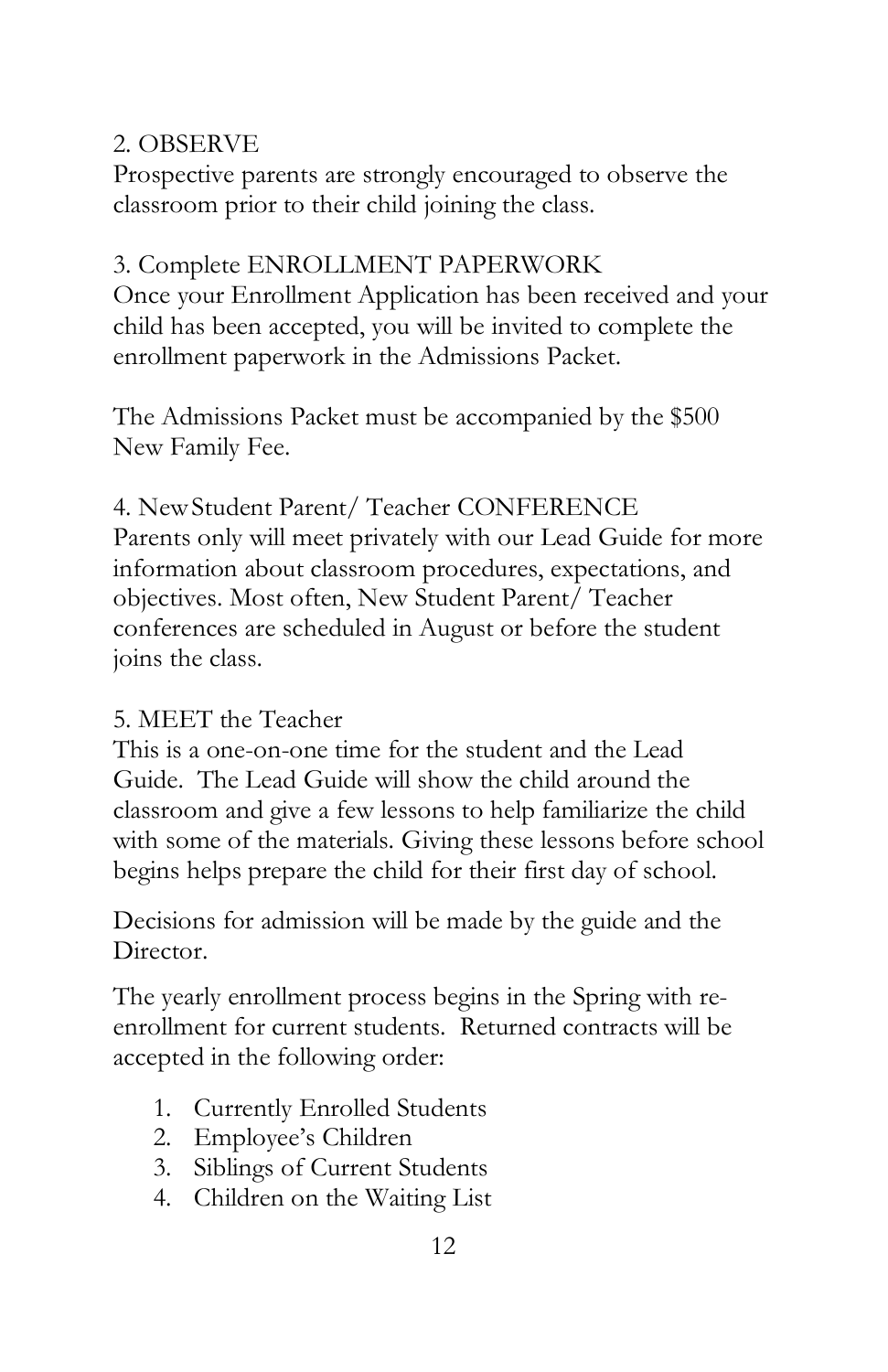2. OBSERVE

Prospective parents are strongly encouraged to observe the classroom prior to their child joining the class.

3. Complete ENROLLMENT PAPERWORK

Once your Enrollment Application has been received and your child has been accepted, you will be invited to complete the enrollment paperwork in the Admissions Packet.

The Admissions Packet must be accompanied by the $500 New Family Fee.

4. New Student Parent/ Teacher CONFERENCE

Parents only will meet privately with our Lead Guide for more information about classroom procedures, expectations, and objectives. Most often, New Student Parent/ Teacher conferences are scheduled in August or before the student joins the class.

5. MEET the Teacher

This is a one-on-one time for the student and the Lead Guide. The Lead Guide will show the child around the classroom and give a few lessons to help familiarize the child with some of the materials. Giving these lessons before school begins helps prepare the child for their first day of school.

Decisions for admission will be made by the guide and the Director.

The yearly enrollment process begins in the Spring with re-enrollment for current students. Returned contracts will be accepted in the following order:

1. Currently Enrolled Students
2. Employee's Children
3. Siblings of Current Students
4. Children on the Waiting List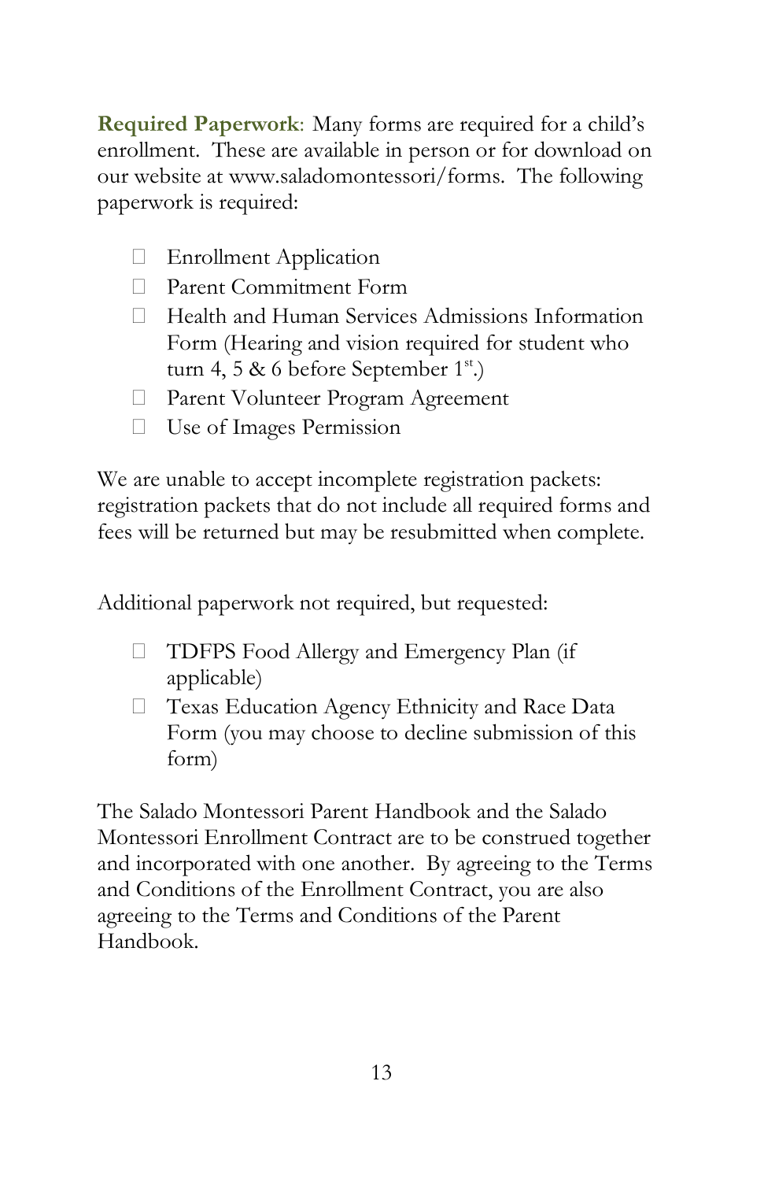**Required Paperwork**: Many forms are required for a child's enrollment. These are available in person or for download on our website at www.saladomontessori/forms. The following paperwork is required:

- Enrollment Application
- Parent Commitment Form
- Health and Human Services Admissions Information Form (Hearing and vision required for student who turn 4, 5 & 6 before September 1st.)
- Parent Volunteer Program Agreement
- Use of Images Permission

We are unable to accept incomplete registration packets: registration packets that do not include all required forms and fees will be returned but may be resubmitted when complete.

Additional paperwork not required, but requested:

- TDFPS Food Allergy and Emergency Plan (if applicable)
- Texas Education Agency Ethnicity and Race Data Form (you may choose to decline submission of this form)

The Salado Montessori Parent Handbook and the Salado Montessori Enrollment Contract are to be construed together and incorporated with one another. By agreeing to the Terms and Conditions of the Enrollment Contract, you are also agreeing to the Terms and Conditions of the Parent Handbook.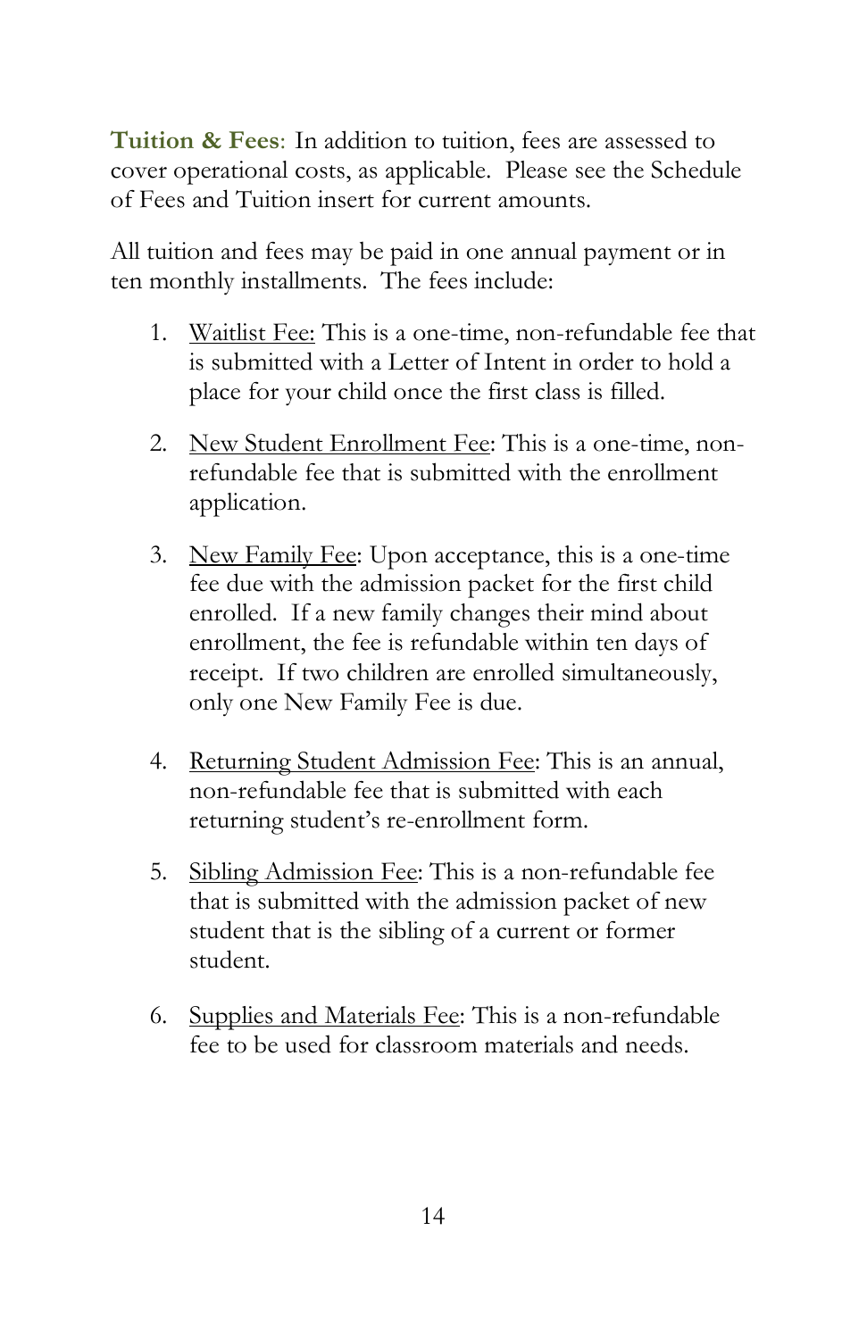**Tuition & Fees**: In addition to tuition, fees are assessed to cover operational costs, as applicable. Please see the Schedule of Fees and Tuition insert for current amounts.

All tuition and fees may be paid in one annual payment or in ten monthly installments. The fees include:

1. Waitlist Fee: This is a one-time, non-refundable fee that is submitted with a Letter of Intent in order to hold a place for your child once the first class is filled.

2. New Student Enrollment Fee: This is a one-time, non-refundable fee that is submitted with the enrollment application.

3. New Family Fee: Upon acceptance, this is a one-time fee due with the admission packet for the first child enrolled. If a new family changes their mind about enrollment, the fee is refundable within ten days of receipt. If two children are enrolled simultaneously, only one New Family Fee is due.

4. Returning Student Admission Fee: This is an annual, non-refundable fee that is submitted with each returning student's re-enrollment form.

5. Sibling Admission Fee: This is a non-refundable fee that is submitted with the admission packet of new student that is the sibling of a current or former student.

6. Supplies and Materials Fee: This is a non-refundable fee to be used for classroom materials and needs.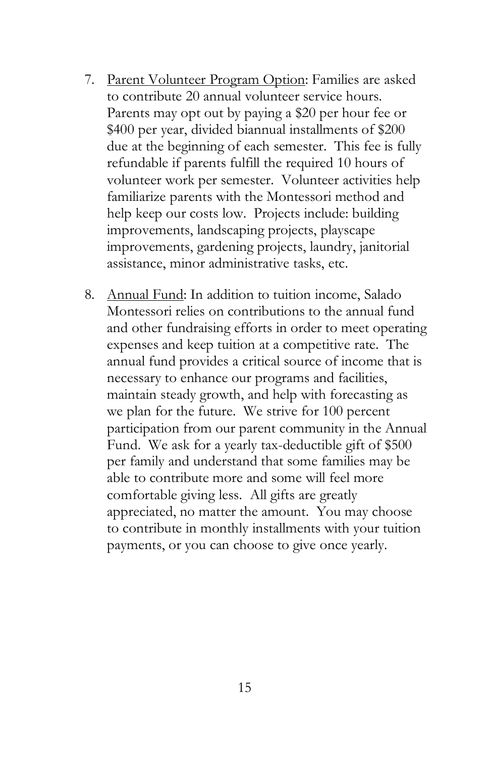7. <u>Parent Volunteer Program Option</u>: Families are asked to contribute 20 annual volunteer service hours. Parents may opt out by paying a $20 per hour fee or $400 per year, divided biannual installments of $200 due at the beginning of each semester. This fee is fully refundable if parents fulfill the required 10 hours of volunteer work per semester. Volunteer activities help familiarize parents with the Montessori method and help keep our costs low. Projects include: building improvements, landscaping projects, playscape improvements, gardening projects, laundry, janitorial assistance, minor administrative tasks, etc.

8. <u>Annual Fund</u>: In addition to tuition income, Salado Montessori relies on contributions to the annual fund and other fundraising efforts in order to meet operating expenses and keep tuition at a competitive rate. The annual fund provides a critical source of income that is necessary to enhance our programs and facilities, maintain steady growth, and help with forecasting as we plan for the future. We strive for 100 percent participation from our parent community in the Annual Fund. We ask for a yearly tax-deductible gift of $500 per family and understand that some families may be able to contribute more and some will feel more comfortable giving less. All gifts are greatly appreciated, no matter the amount. You may choose to contribute in monthly installments with your tuition payments, or you can choose to give once yearly.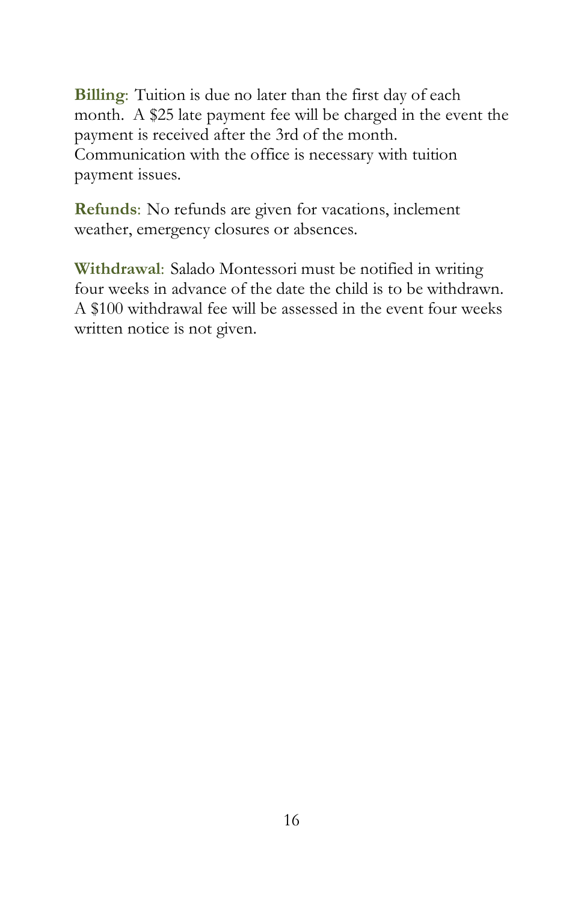**Billing**: Tuition is due no later than the first day of each month. A $25 late payment fee will be charged in the event the payment is received after the 3rd of the month. Communication with the office is necessary with tuition payment issues.

**Refunds**: No refunds are given for vacations, inclement weather, emergency closures or absences.

**Withdrawal**: Salado Montessori must be notified in writing four weeks in advance of the date the child is to be withdrawn. A $100 withdrawal fee will be assessed in the event four weeks written notice is not given.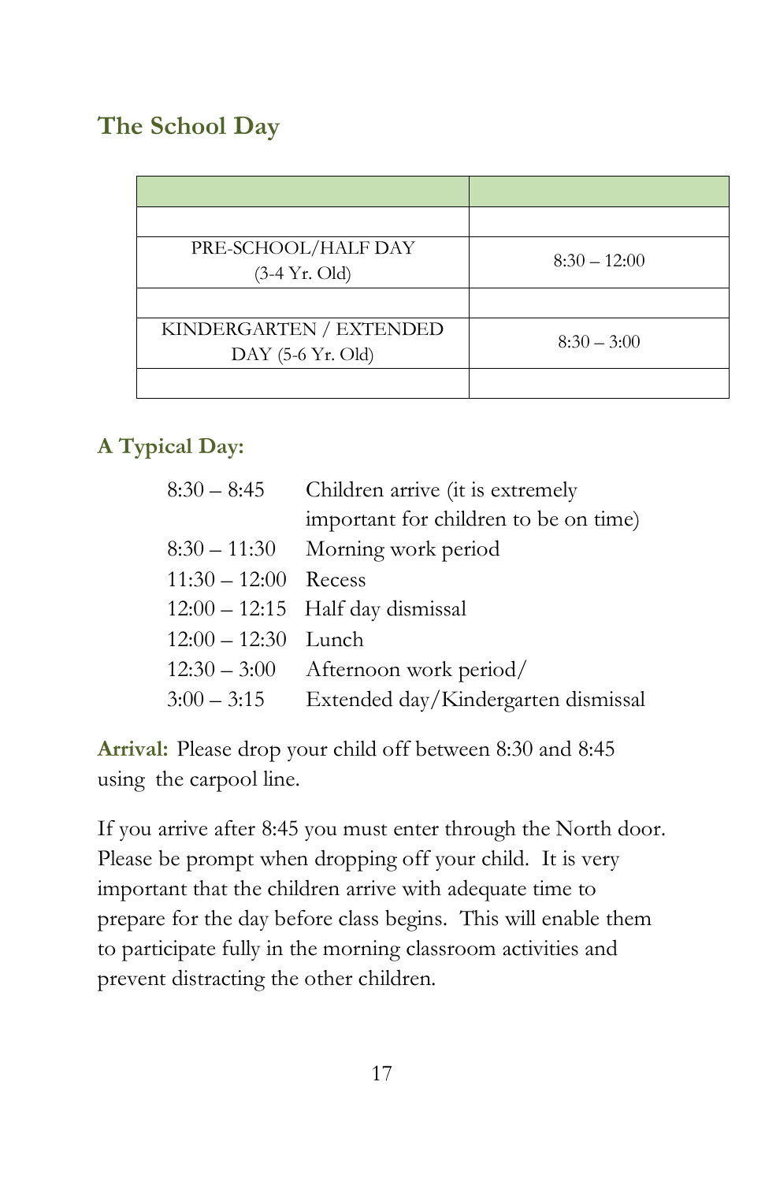## The School Day

| | |
|---|---|
| | |
| PRE-SCHOOL/HALF DAY (3-4 Yr. Old) | 8:30 – 12:00 |
| | |
| KINDERGARTEN / EXTENDED DAY (5-6 Yr. Old) | 8:30 – 3:00 |
| | |

### A Typical Day:

| | |
|---|---|
| 8:30 – 8:45 | Children arrive (it is extremely important for children to be on time) |
| 8:30 – 11:30 | Morning work period |
| 11:30 – 12:00 | Recess |
| 12:00 – 12:15 | Half day dismissal |
| 12:00 – 12:30 | Lunch |
| 12:30 – 3:00 | Afternoon work period/ |
| 3:00 – 3:15 | Extended day/Kindergarten dismissal |

**Arrival:** Please drop your child off between 8:30 and 8:45 using the carpool line.

If you arrive after 8:45 you must enter through the North door. Please be prompt when dropping off your child. It is very important that the children arrive with adequate time to prepare for the day before class begins. This will enable them to participate fully in the morning classroom activities and prevent distracting the other children.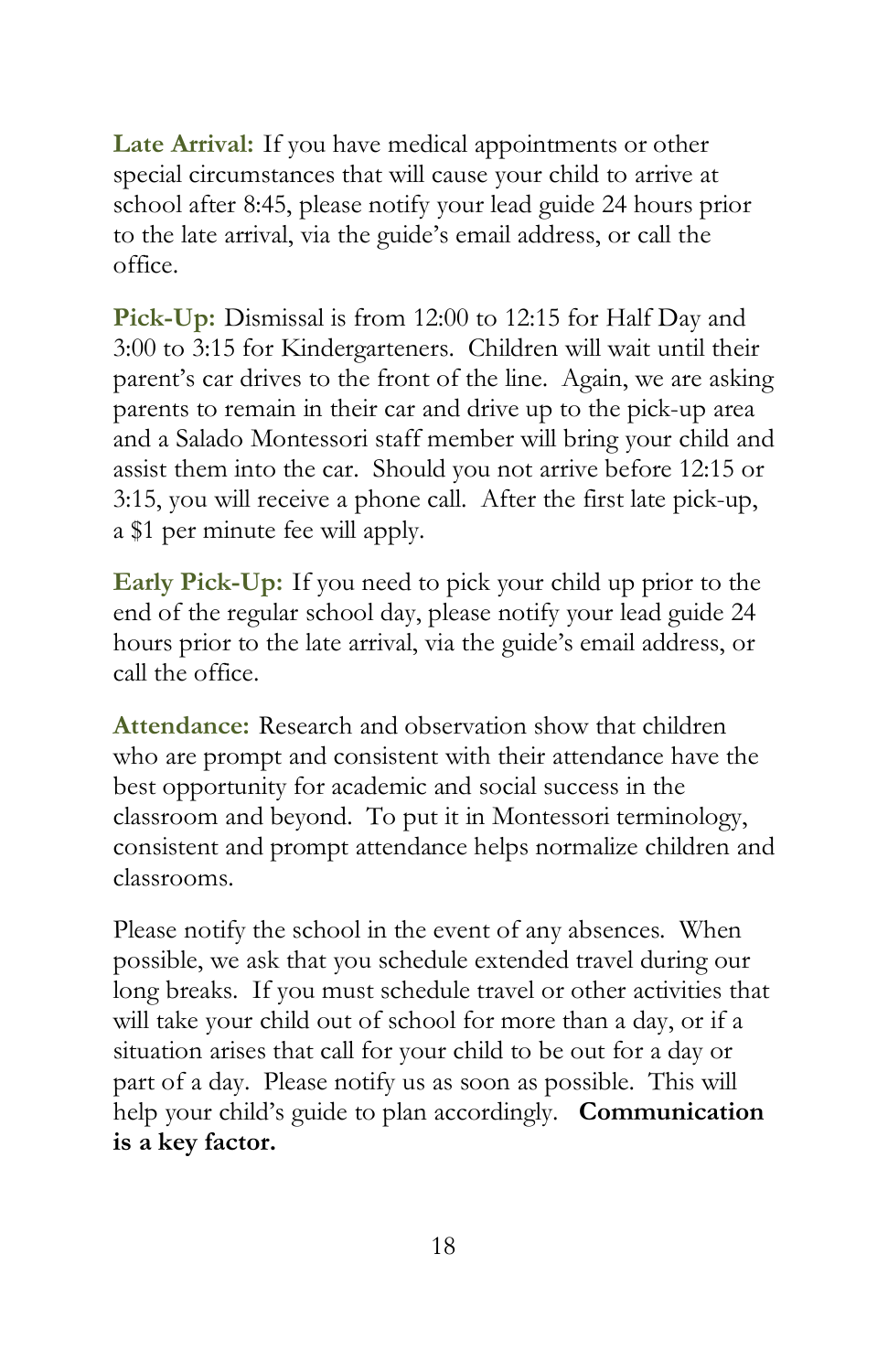**Late Arrival:** If you have medical appointments or other special circumstances that will cause your child to arrive at school after 8:45, please notify your lead guide 24 hours prior to the late arrival, via the guide's email address, or call the office.

**Pick-Up:** Dismissal is from 12:00 to 12:15 for Half Day and 3:00 to 3:15 for Kindergarteners. Children will wait until their parent's car drives to the front of the line. Again, we are asking parents to remain in their car and drive up to the pick-up area and a Salado Montessori staff member will bring your child and assist them into the car. Should you not arrive before 12:15 or 3:15, you will receive a phone call. After the first late pick-up, a $1 per minute fee will apply.

**Early Pick-Up:** If you need to pick your child up prior to the end of the regular school day, please notify your lead guide 24 hours prior to the late arrival, via the guide's email address, or call the office.

**Attendance:** Research and observation show that children who are prompt and consistent with their attendance have the best opportunity for academic and social success in the classroom and beyond. To put it in Montessori terminology, consistent and prompt attendance helps normalize children and classrooms.

Please notify the school in the event of any absences. When possible, we ask that you schedule extended travel during our long breaks. If you must schedule travel or other activities that will take your child out of school for more than a day, or if a situation arises that call for your child to be out for a day or part of a day. Please notify us as soon as possible. This will help your child's guide to plan accordingly. **Communication is a key factor.**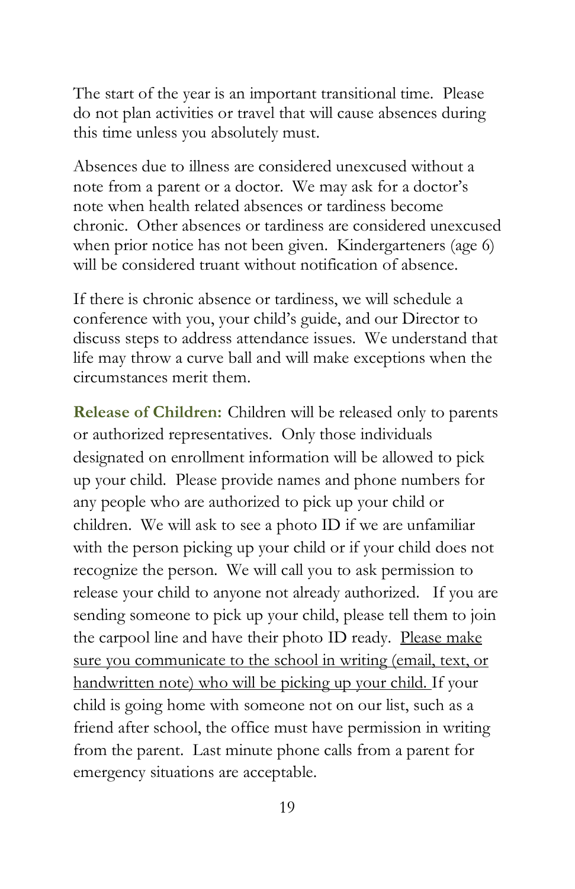The start of the year is an important transitional time. Please do not plan activities or travel that will cause absences during this time unless you absolutely must.

Absences due to illness are considered unexcused without a note from a parent or a doctor. We may ask for a doctor's note when health related absences or tardiness become chronic. Other absences or tardiness are considered unexcused when prior notice has not been given. Kindergarteners (age 6) will be considered truant without notification of absence.

If there is chronic absence or tardiness, we will schedule a conference with you, your child's guide, and our Director to discuss steps to address attendance issues. We understand that life may throw a curve ball and will make exceptions when the circumstances merit them.

**Release of Children:** Children will be released only to parents or authorized representatives. Only those individuals designated on enrollment information will be allowed to pick up your child. Please provide names and phone numbers for any people who are authorized to pick up your child or children. We will ask to see a photo ID if we are unfamiliar with the person picking up your child or if your child does not recognize the person. We will call you to ask permission to release your child to anyone not already authorized. If you are sending someone to pick up your child, please tell them to join the carpool line and have their photo ID ready. <u>Please make sure you communicate to the school in writing (email, text, or handwritten note) who will be picking up your child.</u> If your child is going home with someone not on our list, such as a friend after school, the office must have permission in writing from the parent. Last minute phone calls from a parent for emergency situations are acceptable.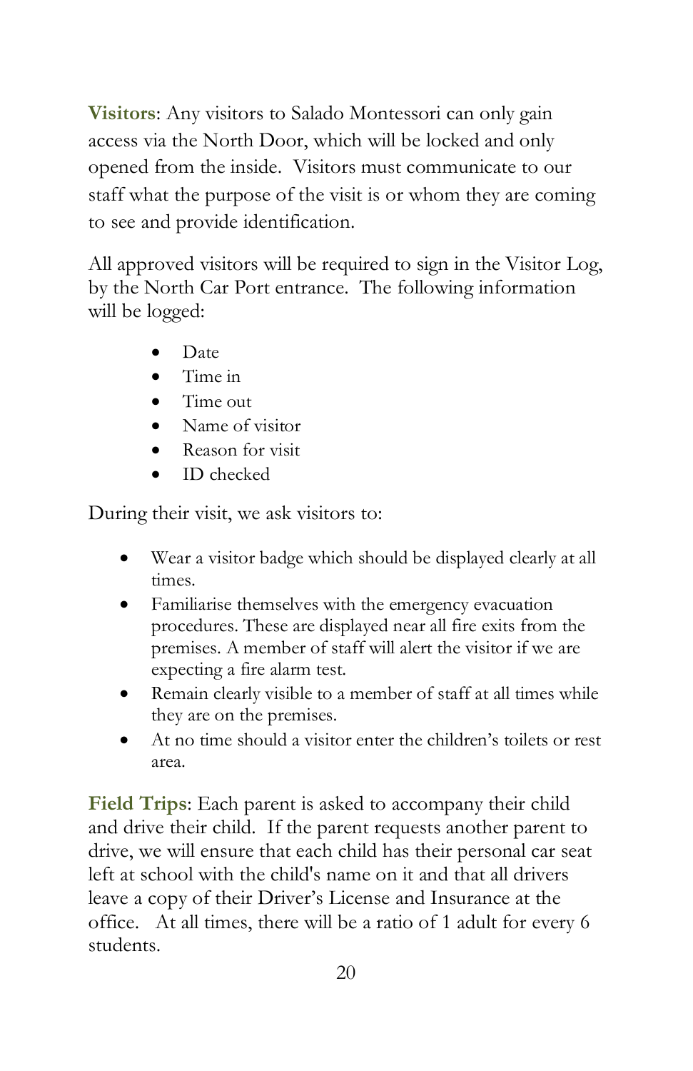**Visitors**: Any visitors to Salado Montessori can only gain access via the North Door, which will be locked and only opened from the inside. Visitors must communicate to our staff what the purpose of the visit is or whom they are coming to see and provide identification.

All approved visitors will be required to sign in the Visitor Log, by the North Car Port entrance. The following information will be logged:

- Date
- Time in
- Time out
- Name of visitor
- Reason for visit
- ID checked

During their visit, we ask visitors to:

- Wear a visitor badge which should be displayed clearly at all times.
- Familiarise themselves with the emergency evacuation procedures. These are displayed near all fire exits from the premises. A member of staff will alert the visitor if we are expecting a fire alarm test.
- Remain clearly visible to a member of staff at all times while they are on the premises.
- At no time should a visitor enter the children's toilets or rest area.

**Field Trips**: Each parent is asked to accompany their child and drive their child. If the parent requests another parent to drive, we will ensure that each child has their personal car seat left at school with the child's name on it and that all drivers leave a copy of their Driver's License and Insurance at the office. At all times, there will be a ratio of 1 adult for every 6 students.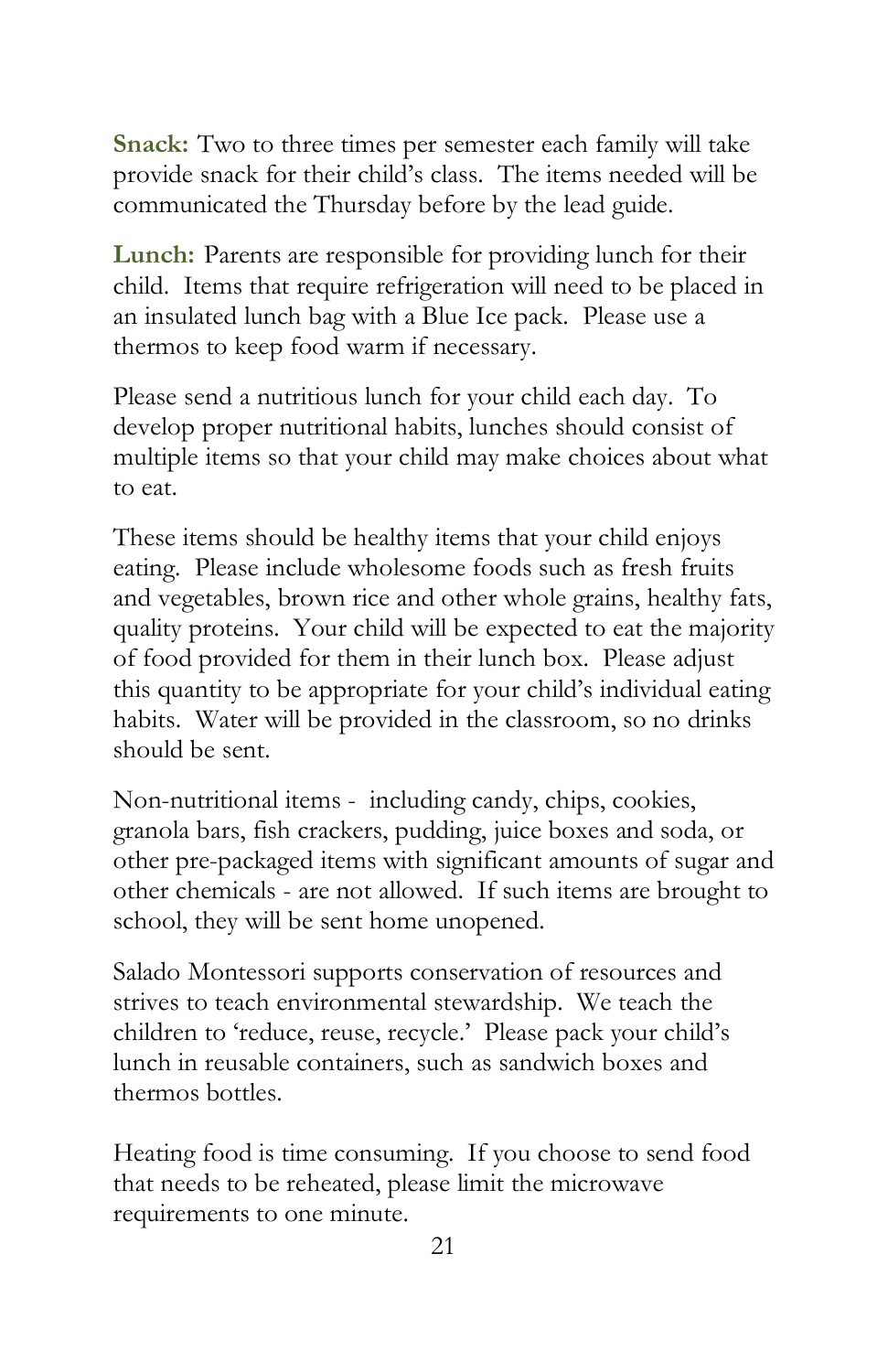**Snack:** Two to three times per semester each family will take provide snack for their child's class. The items needed will be communicated the Thursday before by the lead guide.

**Lunch:** Parents are responsible for providing lunch for their child. Items that require refrigeration will need to be placed in an insulated lunch bag with a Blue Ice pack. Please use a thermos to keep food warm if necessary.

Please send a nutritious lunch for your child each day. To develop proper nutritional habits, lunches should consist of multiple items so that your child may make choices about what to eat.

These items should be healthy items that your child enjoys eating. Please include wholesome foods such as fresh fruits and vegetables, brown rice and other whole grains, healthy fats, quality proteins. Your child will be expected to eat the majority of food provided for them in their lunch box. Please adjust this quantity to be appropriate for your child's individual eating habits. Water will be provided in the classroom, so no drinks should be sent.

Non-nutritional items - including candy, chips, cookies, granola bars, fish crackers, pudding, juice boxes and soda, or other pre-packaged items with significant amounts of sugar and other chemicals - are not allowed. If such items are brought to school, they will be sent home unopened.

Salado Montessori supports conservation of resources and strives to teach environmental stewardship. We teach the children to 'reduce, reuse, recycle.' Please pack your child's lunch in reusable containers, such as sandwich boxes and thermos bottles.

Heating food is time consuming. If you choose to send food that needs to be reheated, please limit the microwave requirements to one minute.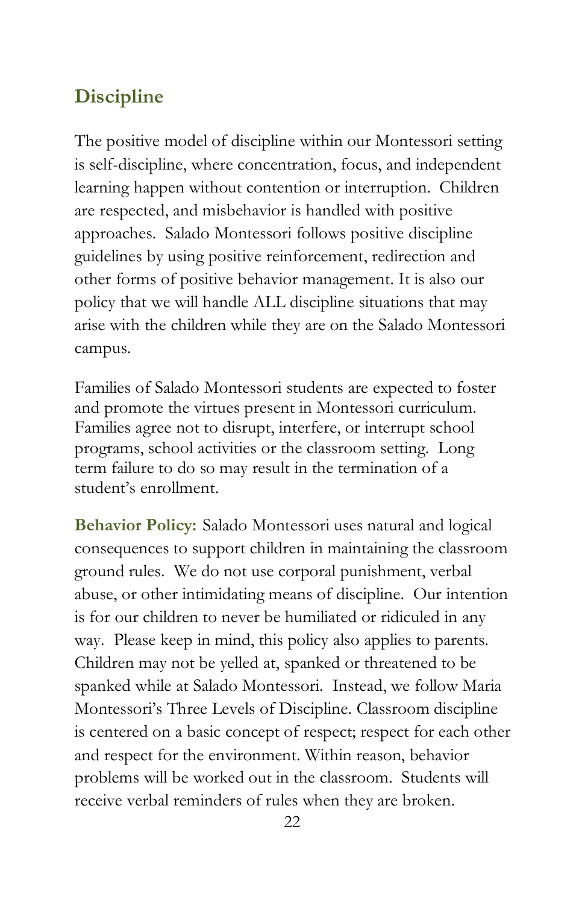## Discipline

The positive model of discipline within our Montessori setting is self-discipline, where concentration, focus, and independent learning happen without contention or interruption. Children are respected, and misbehavior is handled with positive approaches. Salado Montessori follows positive discipline guidelines by using positive reinforcement, redirection and other forms of positive behavior management. It is also our policy that we will handle ALL discipline situations that may arise with the children while they are on the Salado Montessori campus.

Families of Salado Montessori students are expected to foster and promote the virtues present in Montessori curriculum. Families agree not to disrupt, interfere, or interrupt school programs, school activities or the classroom setting. Long term failure to do so may result in the termination of a student's enrollment.

**Behavior Policy:** Salado Montessori uses natural and logical consequences to support children in maintaining the classroom ground rules. We do not use corporal punishment, verbal abuse, or other intimidating means of discipline. Our intention is for our children to never be humiliated or ridiculed in any way. Please keep in mind, this policy also applies to parents. Children may not be yelled at, spanked or threatened to be spanked while at Salado Montessori. Instead, we follow Maria Montessori's Three Levels of Discipline. Classroom discipline is centered on a basic concept of respect; respect for each other and respect for the environment. Within reason, behavior problems will be worked out in the classroom. Students will receive verbal reminders of rules when they are broken.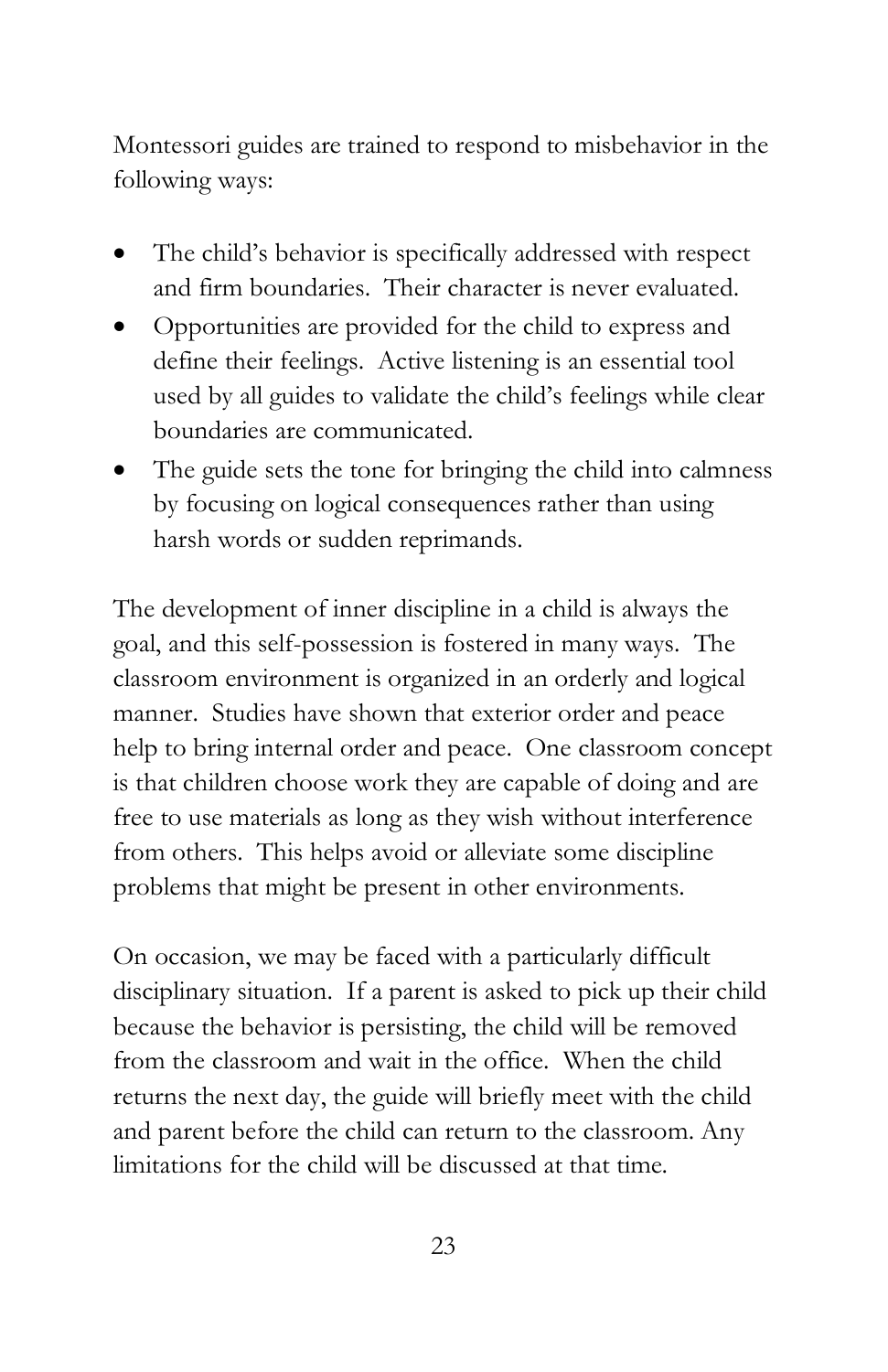Montessori guides are trained to respond to misbehavior in the following ways:

- The child's behavior is specifically addressed with respect and firm boundaries. Their character is never evaluated.
- Opportunities are provided for the child to express and define their feelings. Active listening is an essential tool used by all guides to validate the child's feelings while clear boundaries are communicated.
- The guide sets the tone for bringing the child into calmness by focusing on logical consequences rather than using harsh words or sudden reprimands.

The development of inner discipline in a child is always the goal, and this self-possession is fostered in many ways. The classroom environment is organized in an orderly and logical manner. Studies have shown that exterior order and peace help to bring internal order and peace. One classroom concept is that children choose work they are capable of doing and are free to use materials as long as they wish without interference from others. This helps avoid or alleviate some discipline problems that might be present in other environments.

On occasion, we may be faced with a particularly difficult disciplinary situation. If a parent is asked to pick up their child because the behavior is persisting, the child will be removed from the classroom and wait in the office. When the child returns the next day, the guide will briefly meet with the child and parent before the child can return to the classroom. Any limitations for the child will be discussed at that time.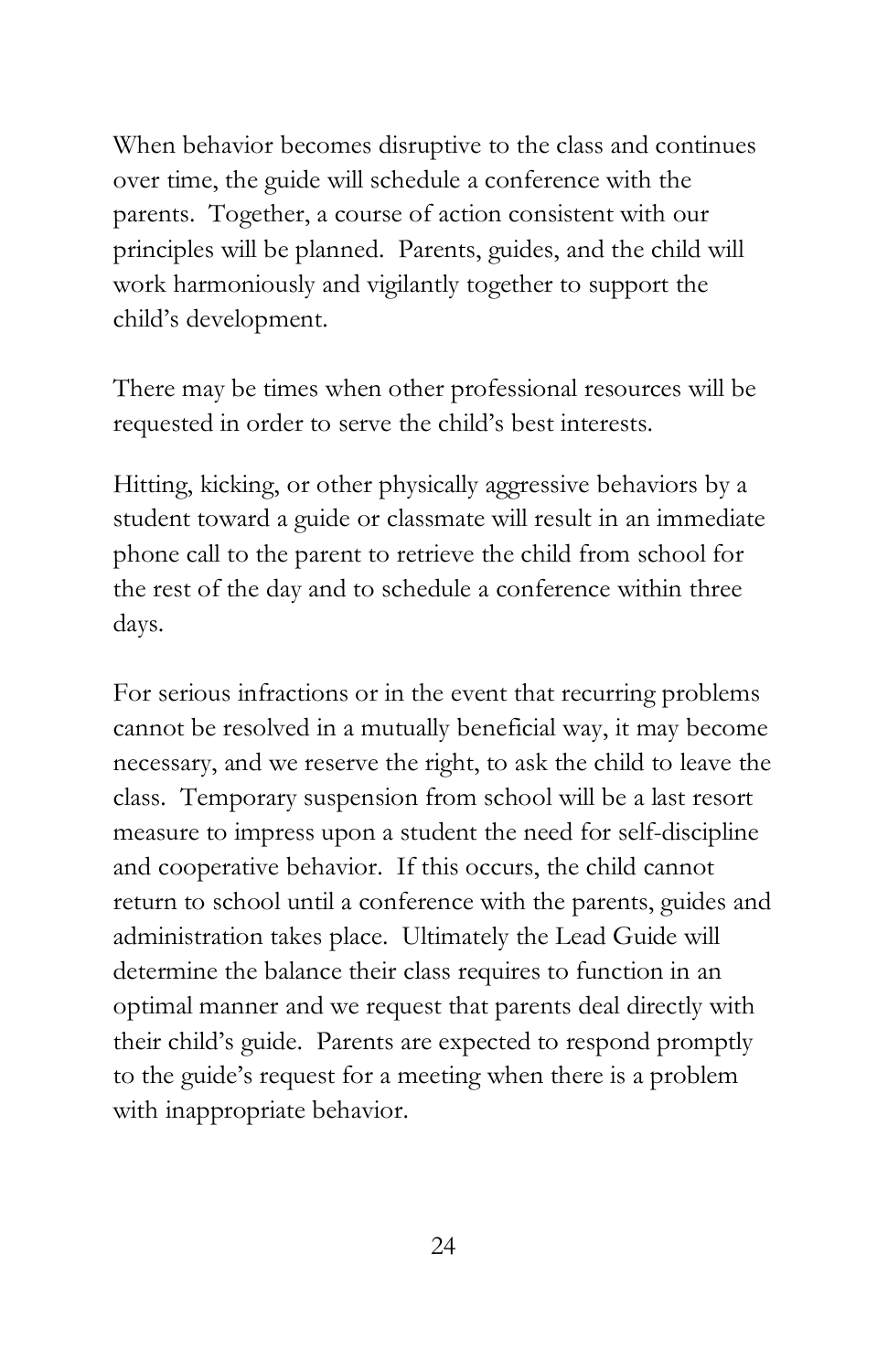When behavior becomes disruptive to the class and continues over time, the guide will schedule a conference with the parents. Together, a course of action consistent with our principles will be planned. Parents, guides, and the child will work harmoniously and vigilantly together to support the child's development.

There may be times when other professional resources will be requested in order to serve the child's best interests.

Hitting, kicking, or other physically aggressive behaviors by a student toward a guide or classmate will result in an immediate phone call to the parent to retrieve the child from school for the rest of the day and to schedule a conference within three days.

For serious infractions or in the event that recurring problems cannot be resolved in a mutually beneficial way, it may become necessary, and we reserve the right, to ask the child to leave the class. Temporary suspension from school will be a last resort measure to impress upon a student the need for self-discipline and cooperative behavior. If this occurs, the child cannot return to school until a conference with the parents, guides and administration takes place. Ultimately the Lead Guide will determine the balance their class requires to function in an optimal manner and we request that parents deal directly with their child's guide. Parents are expected to respond promptly to the guide's request for a meeting when there is a problem with inappropriate behavior.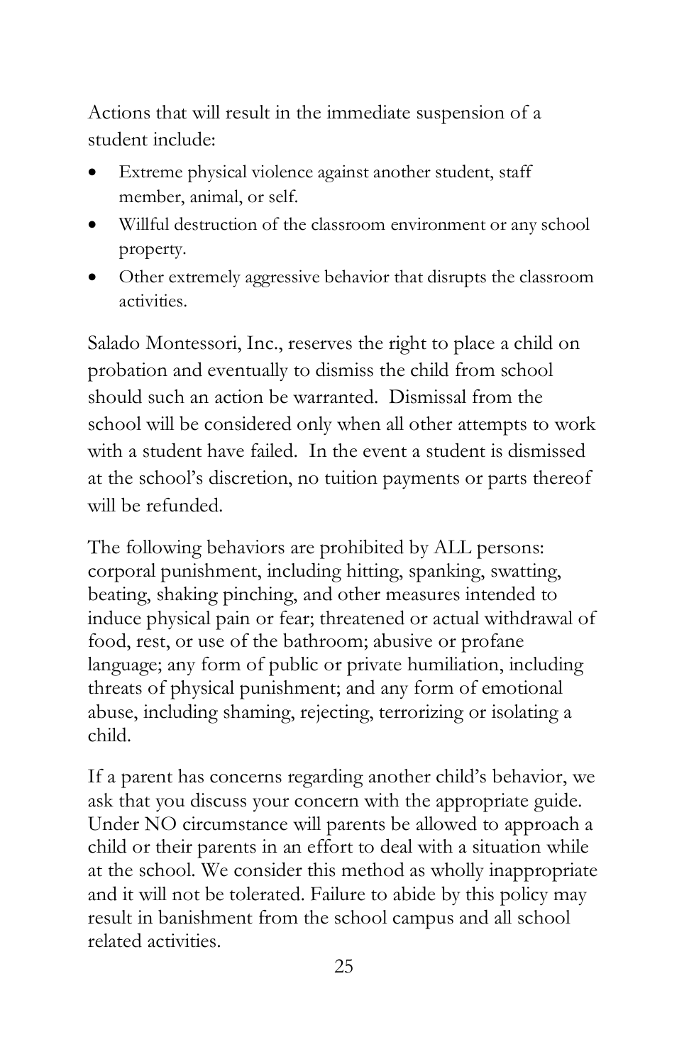Actions that will result in the immediate suspension of a student include:

- Extreme physical violence against another student, staff member, animal, or self.
- Willful destruction of the classroom environment or any school property.
- Other extremely aggressive behavior that disrupts the classroom activities.

Salado Montessori, Inc., reserves the right to place a child on probation and eventually to dismiss the child from school should such an action be warranted. Dismissal from the school will be considered only when all other attempts to work with a student have failed. In the event a student is dismissed at the school's discretion, no tuition payments or parts thereof will be refunded.

The following behaviors are prohibited by ALL persons: corporal punishment, including hitting, spanking, swatting, beating, shaking pinching, and other measures intended to induce physical pain or fear; threatened or actual withdrawal of food, rest, or use of the bathroom; abusive or profane language; any form of public or private humiliation, including threats of physical punishment; and any form of emotional abuse, including shaming, rejecting, terrorizing or isolating a child.

If a parent has concerns regarding another child's behavior, we ask that you discuss your concern with the appropriate guide. Under NO circumstance will parents be allowed to approach a child or their parents in an effort to deal with a situation while at the school. We consider this method as wholly inappropriate and it will not be tolerated. Failure to abide by this policy may result in banishment from the school campus and all school related activities.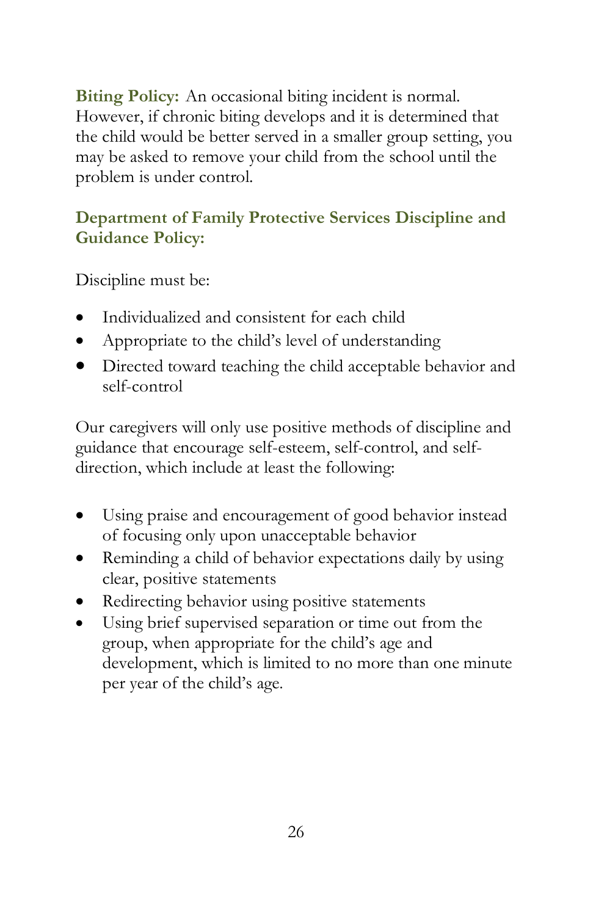**Biting Policy:** An occasional biting incident is normal. However, if chronic biting develops and it is determined that the child would be better served in a smaller group setting, you may be asked to remove your child from the school until the problem is under control.

### Department of Family Protective Services Discipline and Guidance Policy:

Discipline must be:

- Individualized and consistent for each child
- Appropriate to the child's level of understanding
- Directed toward teaching the child acceptable behavior and self-control

Our caregivers will only use positive methods of discipline and guidance that encourage self-esteem, self-control, and self-direction, which include at least the following:

- Using praise and encouragement of good behavior instead of focusing only upon unacceptable behavior
- Reminding a child of behavior expectations daily by using clear, positive statements
- Redirecting behavior using positive statements
- Using brief supervised separation or time out from the group, when appropriate for the child's age and development, which is limited to no more than one minute per year of the child's age.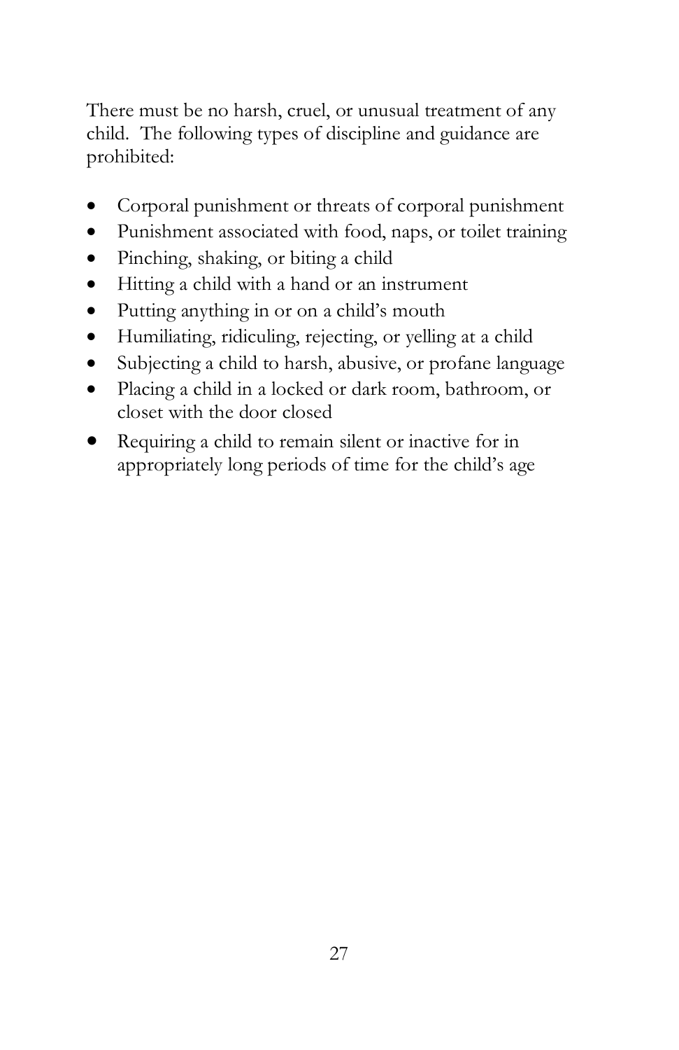There must be no harsh, cruel, or unusual treatment of any child. The following types of discipline and guidance are prohibited:

- Corporal punishment or threats of corporal punishment
- Punishment associated with food, naps, or toilet training
- Pinching, shaking, or biting a child
- Hitting a child with a hand or an instrument
- Putting anything in or on a child's mouth
- Humiliating, ridiculing, rejecting, or yelling at a child
- Subjecting a child to harsh, abusive, or profane language
- Placing a child in a locked or dark room, bathroom, or closet with the door closed
- Requiring a child to remain silent or inactive for in appropriately long periods of time for the child's age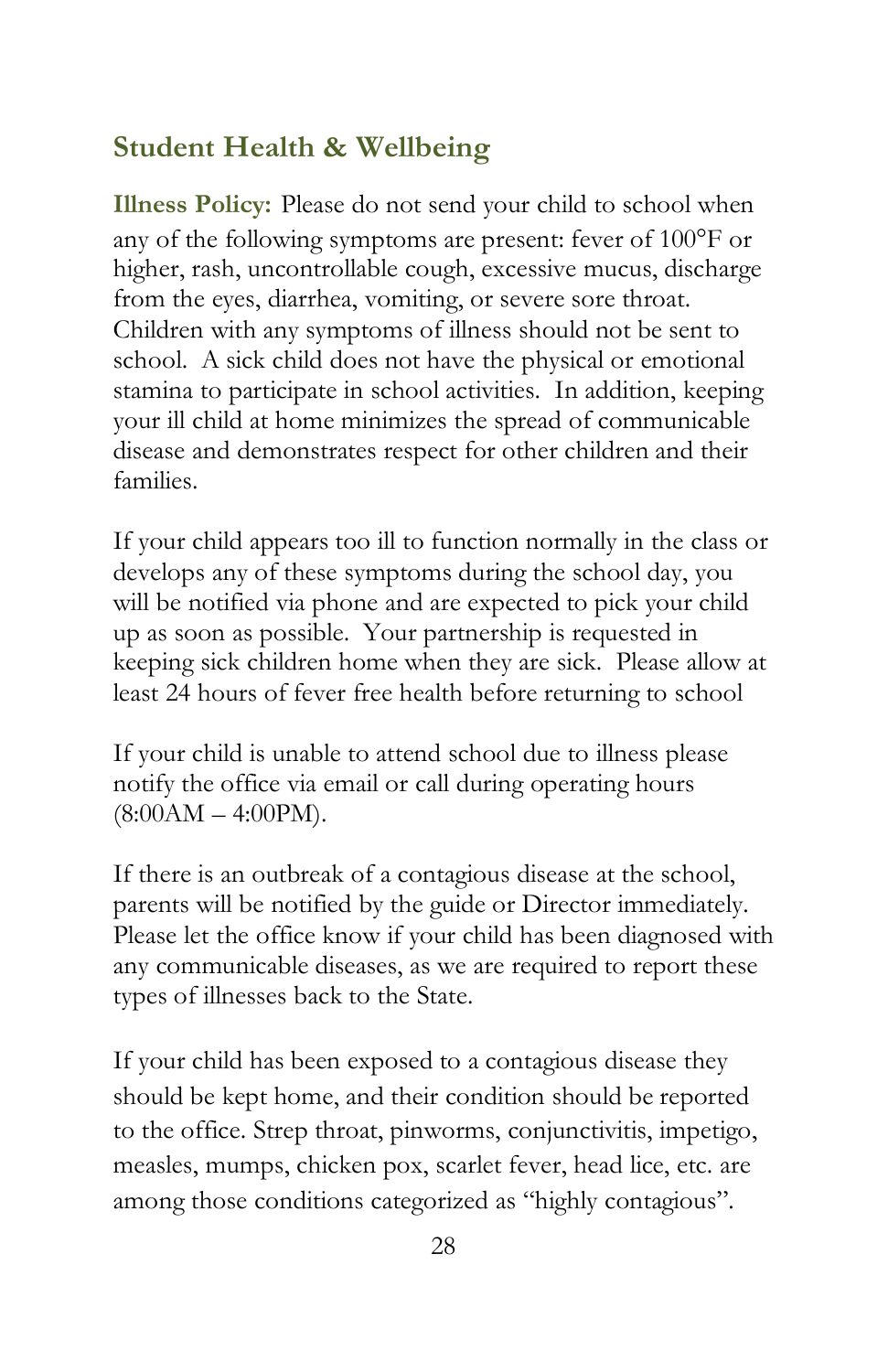## Student Health & Wellbeing

**Illness Policy:** Please do not send your child to school when any of the following symptoms are present: fever of 100°F or higher, rash, uncontrollable cough, excessive mucus, discharge from the eyes, diarrhea, vomiting, or severe sore throat. Children with any symptoms of illness should not be sent to school. A sick child does not have the physical or emotional stamina to participate in school activities. In addition, keeping your ill child at home minimizes the spread of communicable disease and demonstrates respect for other children and their families.

If your child appears too ill to function normally in the class or develops any of these symptoms during the school day, you will be notified via phone and are expected to pick your child up as soon as possible. Your partnership is requested in keeping sick children home when they are sick. Please allow at least 24 hours of fever free health before returning to school

If your child is unable to attend school due to illness please notify the office via email or call during operating hours (8:00AM – 4:00PM).

If there is an outbreak of a contagious disease at the school, parents will be notified by the guide or Director immediately. Please let the office know if your child has been diagnosed with any communicable diseases, as we are required to report these types of illnesses back to the State.

If your child has been exposed to a contagious disease they should be kept home, and their condition should be reported to the office. Strep throat, pinworms, conjunctivitis, impetigo, measles, mumps, chicken pox, scarlet fever, head lice, etc. are among those conditions categorized as "highly contagious".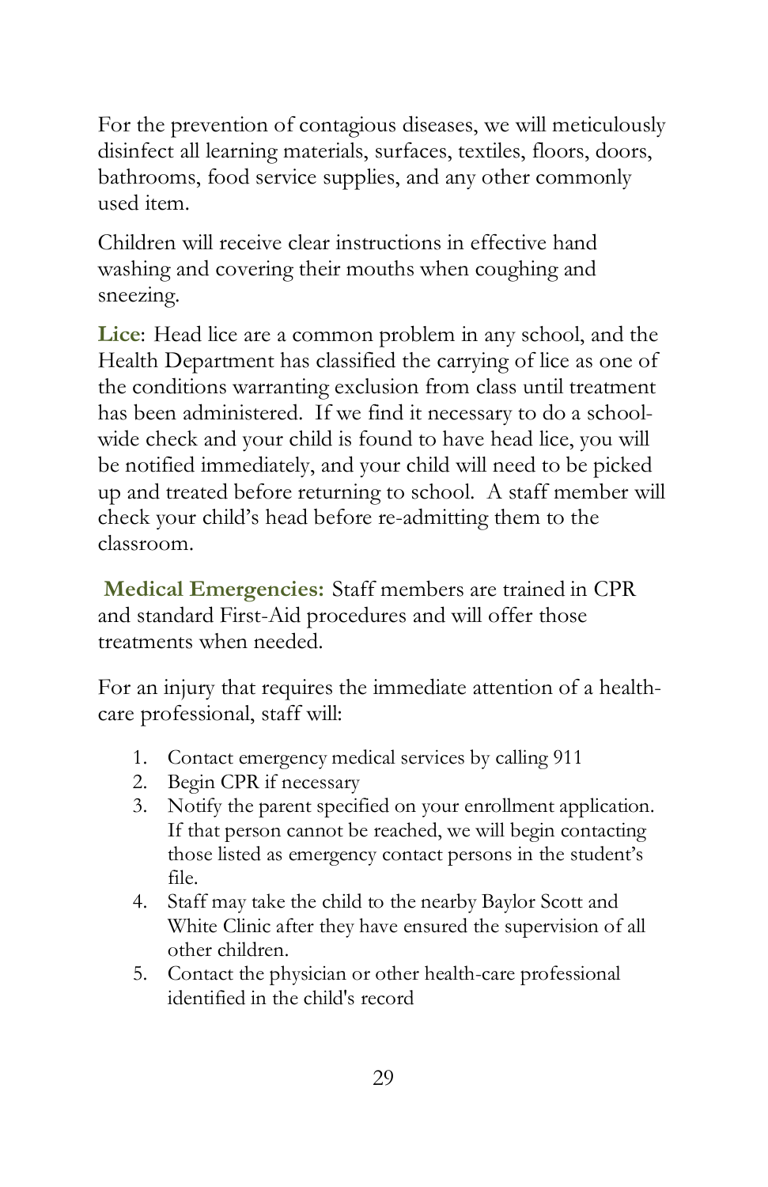For the prevention of contagious diseases, we will meticulously disinfect all learning materials, surfaces, textiles, floors, doors, bathrooms, food service supplies, and any other commonly used item.

Children will receive clear instructions in effective hand washing and covering their mouths when coughing and sneezing.

**Lice**: Head lice are a common problem in any school, and the Health Department has classified the carrying of lice as one of the conditions warranting exclusion from class until treatment has been administered. If we find it necessary to do a school-wide check and your child is found to have head lice, you will be notified immediately, and your child will need to be picked up and treated before returning to school. A staff member will check your child's head before re-admitting them to the classroom.

**Medical Emergencies:** Staff members are trained in CPR and standard First-Aid procedures and will offer those treatments when needed.

For an injury that requires the immediate attention of a health-care professional, staff will:

1. Contact emergency medical services by calling 911
2. Begin CPR if necessary
3. Notify the parent specified on your enrollment application. If that person cannot be reached, we will begin contacting those listed as emergency contact persons in the student's file.
4. Staff may take the child to the nearby Baylor Scott and White Clinic after they have ensured the supervision of all other children.
5. Contact the physician or other health-care professional identified in the child's record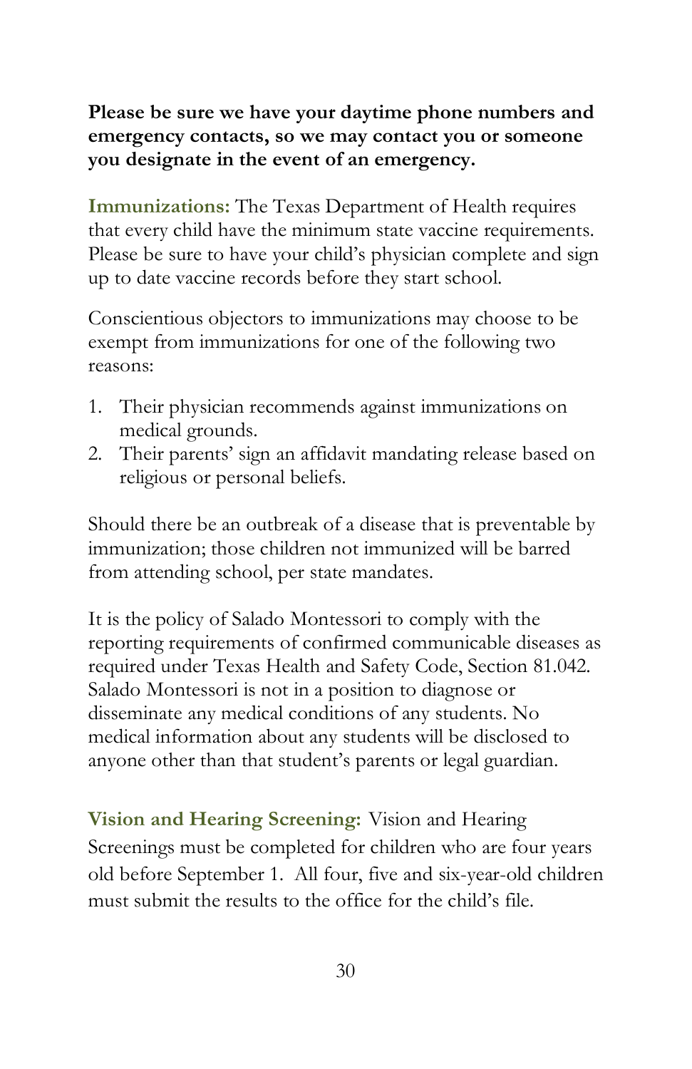**Please be sure we have your daytime phone numbers and emergency contacts, so we may contact you or someone you designate in the event of an emergency.**

**Immunizations:** The Texas Department of Health requires that every child have the minimum state vaccine requirements. Please be sure to have your child's physician complete and sign up to date vaccine records before they start school.

Conscientious objectors to immunizations may choose to be exempt from immunizations for one of the following two reasons:

1. Their physician recommends against immunizations on medical grounds.
2. Their parents' sign an affidavit mandating release based on religious or personal beliefs.

Should there be an outbreak of a disease that is preventable by immunization; those children not immunized will be barred from attending school, per state mandates.

It is the policy of Salado Montessori to comply with the reporting requirements of confirmed communicable diseases as required under Texas Health and Safety Code, Section 81.042. Salado Montessori is not in a position to diagnose or disseminate any medical conditions of any students. No medical information about any students will be disclosed to anyone other than that student's parents or legal guardian.

**Vision and Hearing Screening:** Vision and Hearing Screenings must be completed for children who are four years old before September 1. All four, five and six-year-old children must submit the results to the office for the child's file.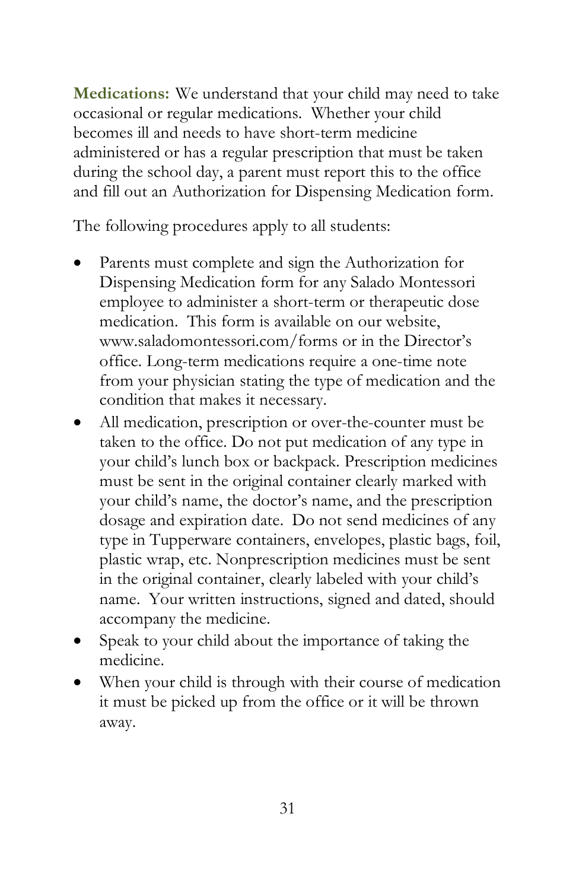**Medications:** We understand that your child may need to take occasional or regular medications. Whether your child becomes ill and needs to have short-term medicine administered or has a regular prescription that must be taken during the school day, a parent must report this to the office and fill out an Authorization for Dispensing Medication form.

The following procedures apply to all students:

- Parents must complete and sign the Authorization for Dispensing Medication form for any Salado Montessori employee to administer a short-term or therapeutic dose medication. This form is available on our website, www.saladomontessori.com/forms or in the Director's office. Long-term medications require a one-time note from your physician stating the type of medication and the condition that makes it necessary.
- All medication, prescription or over-the-counter must be taken to the office. Do not put medication of any type in your child's lunch box or backpack. Prescription medicines must be sent in the original container clearly marked with your child's name, the doctor's name, and the prescription dosage and expiration date. Do not send medicines of any type in Tupperware containers, envelopes, plastic bags, foil, plastic wrap, etc. Nonprescription medicines must be sent in the original container, clearly labeled with your child's name. Your written instructions, signed and dated, should accompany the medicine.
- Speak to your child about the importance of taking the medicine.
- When your child is through with their course of medication it must be picked up from the office or it will be thrown away.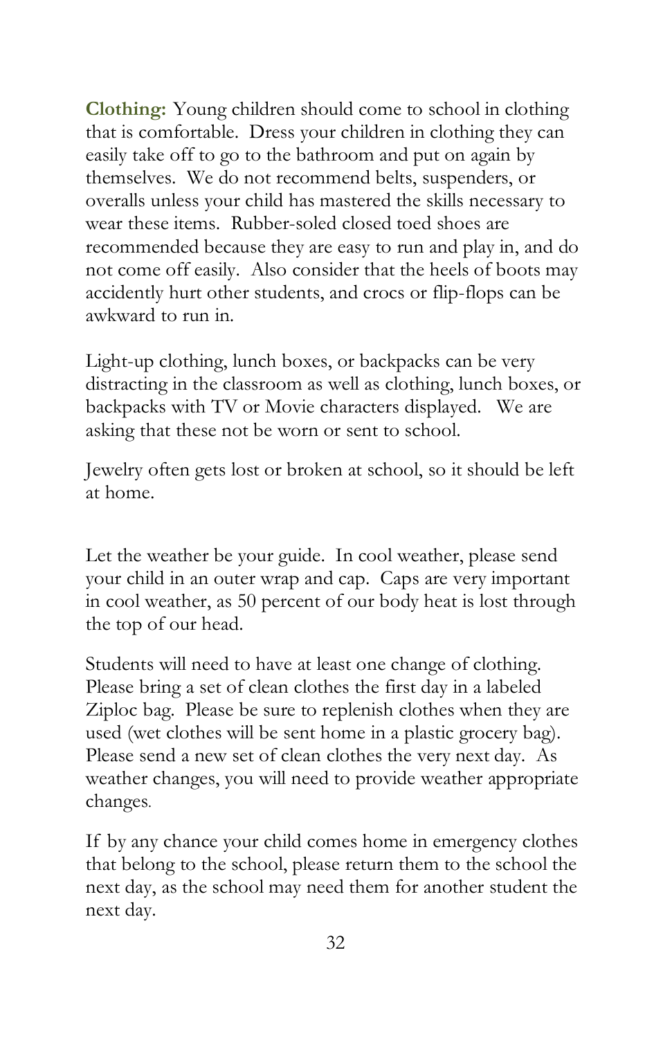**Clothing:** Young children should come to school in clothing that is comfortable. Dress your children in clothing they can easily take off to go to the bathroom and put on again by themselves. We do not recommend belts, suspenders, or overalls unless your child has mastered the skills necessary to wear these items. Rubber-soled closed toed shoes are recommended because they are easy to run and play in, and do not come off easily. Also consider that the heels of boots may accidently hurt other students, and crocs or flip-flops can be awkward to run in.

Light-up clothing, lunch boxes, or backpacks can be very distracting in the classroom as well as clothing, lunch boxes, or backpacks with TV or Movie characters displayed. We are asking that these not be worn or sent to school.

Jewelry often gets lost or broken at school, so it should be left at home.

Let the weather be your guide. In cool weather, please send your child in an outer wrap and cap. Caps are very important in cool weather, as 50 percent of our body heat is lost through the top of our head.

Students will need to have at least one change of clothing. Please bring a set of clean clothes the first day in a labeled Ziploc bag. Please be sure to replenish clothes when they are used (wet clothes will be sent home in a plastic grocery bag). Please send a new set of clean clothes the very next day. As weather changes, you will need to provide weather appropriate changes.

If by any chance your child comes home in emergency clothes that belong to the school, please return them to the school the next day, as the school may need them for another student the next day.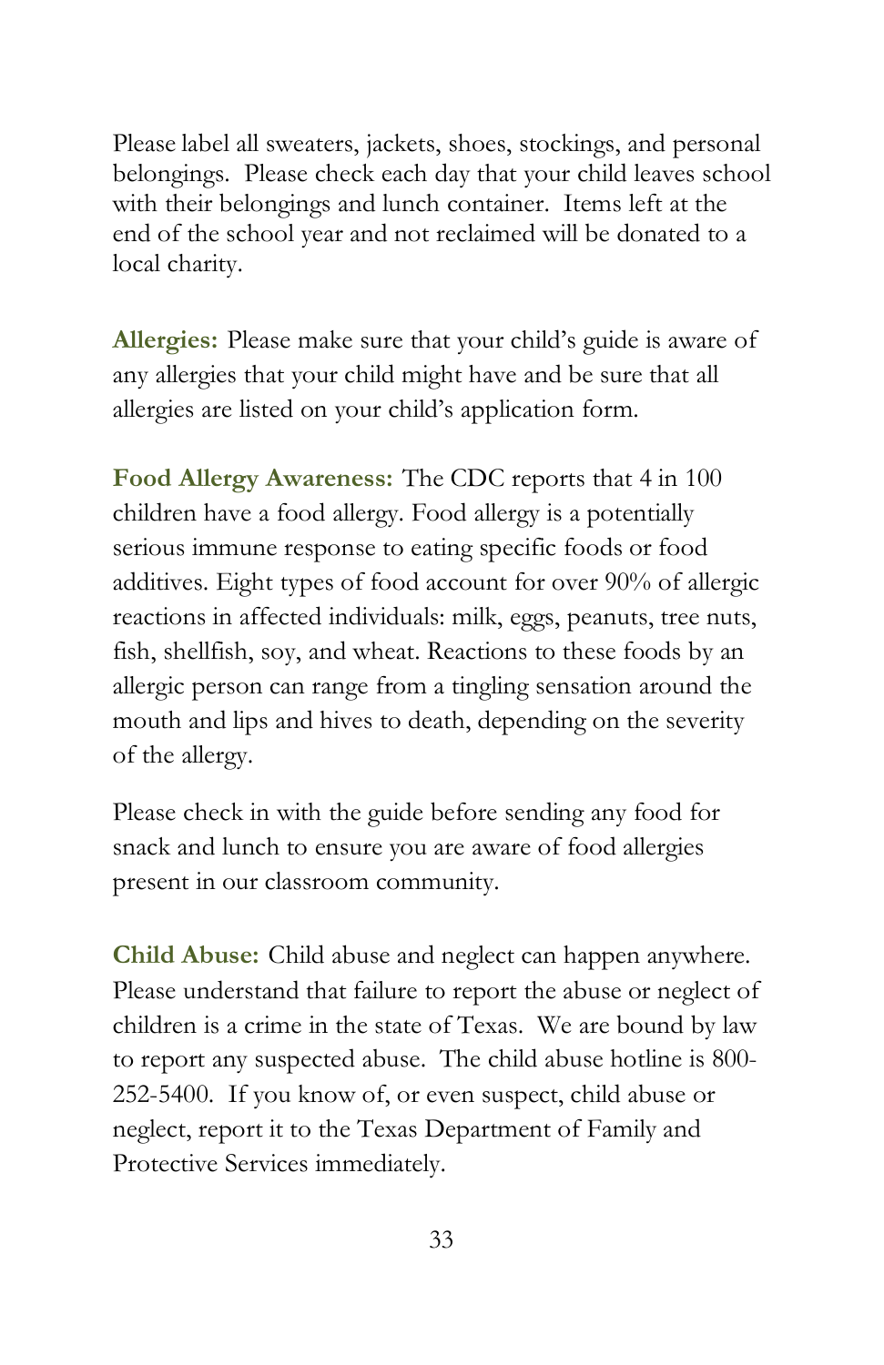Please label all sweaters, jackets, shoes, stockings, and personal belongings. Please check each day that your child leaves school with their belongings and lunch container. Items left at the end of the school year and not reclaimed will be donated to a local charity.

**Allergies:** Please make sure that your child's guide is aware of any allergies that your child might have and be sure that all allergies are listed on your child's application form.

**Food Allergy Awareness:** The CDC reports that 4 in 100 children have a food allergy. Food allergy is a potentially serious immune response to eating specific foods or food additives. Eight types of food account for over 90% of allergic reactions in affected individuals: milk, eggs, peanuts, tree nuts, fish, shellfish, soy, and wheat. Reactions to these foods by an allergic person can range from a tingling sensation around the mouth and lips and hives to death, depending on the severity of the allergy.

Please check in with the guide before sending any food for snack and lunch to ensure you are aware of food allergies present in our classroom community.

**Child Abuse:** Child abuse and neglect can happen anywhere. Please understand that failure to report the abuse or neglect of children is a crime in the state of Texas. We are bound by law to report any suspected abuse. The child abuse hotline is 800-252-5400. If you know of, or even suspect, child abuse or neglect, report it to the Texas Department of Family and Protective Services immediately.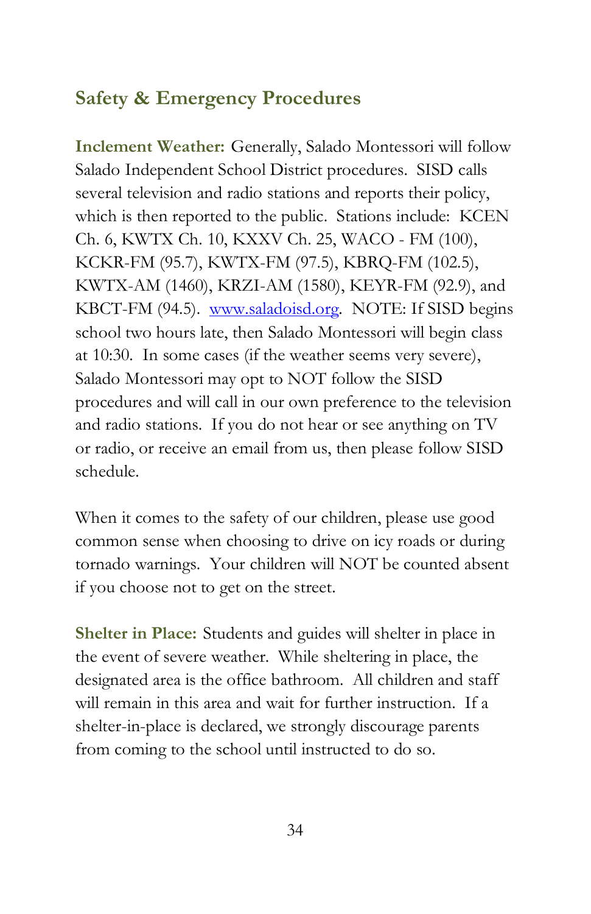## Safety & Emergency Procedures

**Inclement Weather:** Generally, Salado Montessori will follow Salado Independent School District procedures. SISD calls several television and radio stations and reports their policy, which is then reported to the public. Stations include: KCEN Ch. 6, KWTX Ch. 10, KXXV Ch. 25, WACO - FM (100), KCKR-FM (95.7), KWTX-FM (97.5), KBRQ-FM (102.5), KWTX-AM (1460), KRZI-AM (1580), KEYR-FM (92.9), and KBCT-FM (94.5). [www.saladoisd.org](http://www.saladoisd.org). NOTE: If SISD begins school two hours late, then Salado Montessori will begin class at 10:30. In some cases (if the weather seems very severe), Salado Montessori may opt to NOT follow the SISD procedures and will call in our own preference to the television and radio stations. If you do not hear or see anything on TV or radio, or receive an email from us, then please follow SISD schedule.

When it comes to the safety of our children, please use good common sense when choosing to drive on icy roads or during tornado warnings. Your children will NOT be counted absent if you choose not to get on the street.

**Shelter in Place:** Students and guides will shelter in place in the event of severe weather. While sheltering in place, the designated area is the office bathroom. All children and staff will remain in this area and wait for further instruction. If a shelter-in-place is declared, we strongly discourage parents from coming to the school until instructed to do so.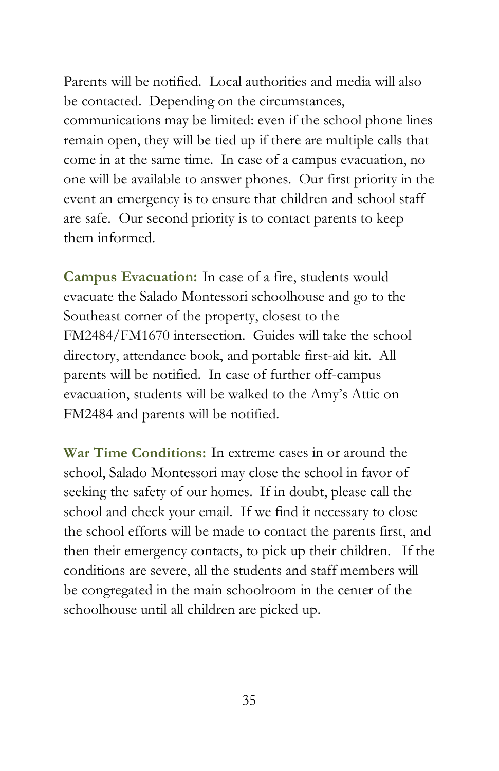Parents will be notified. Local authorities and media will also be contacted. Depending on the circumstances, communications may be limited: even if the school phone lines remain open, they will be tied up if there are multiple calls that come in at the same time. In case of a campus evacuation, no one will be available to answer phones. Our first priority in the event an emergency is to ensure that children and school staff are safe. Our second priority is to contact parents to keep them informed.

**Campus Evacuation:** In case of a fire, students would evacuate the Salado Montessori schoolhouse and go to the Southeast corner of the property, closest to the FM2484/FM1670 intersection. Guides will take the school directory, attendance book, and portable first-aid kit. All parents will be notified. In case of further off-campus evacuation, students will be walked to the Amy's Attic on FM2484 and parents will be notified.

**War Time Conditions:** In extreme cases in or around the school, Salado Montessori may close the school in favor of seeking the safety of our homes. If in doubt, please call the school and check your email. If we find it necessary to close the school efforts will be made to contact the parents first, and then their emergency contacts, to pick up their children. If the conditions are severe, all the students and staff members will be congregated in the main schoolroom in the center of the schoolhouse until all children are picked up.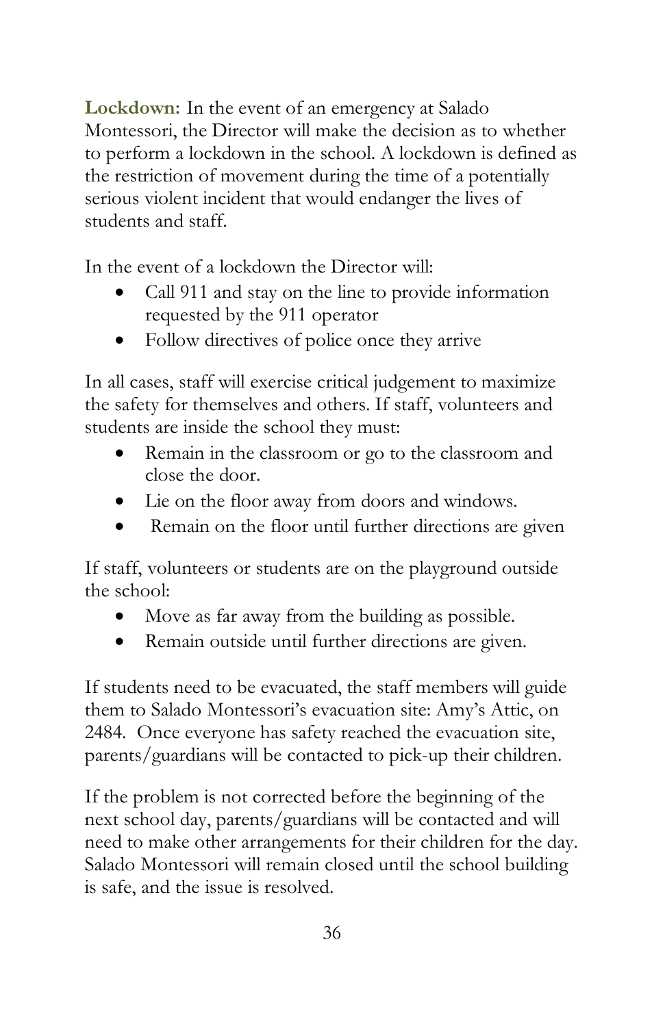**Lockdown:** In the event of an emergency at Salado Montessori, the Director will make the decision as to whether to perform a lockdown in the school. A lockdown is defined as the restriction of movement during the time of a potentially serious violent incident that would endanger the lives of students and staff.

In the event of a lockdown the Director will:

- Call 911 and stay on the line to provide information requested by the 911 operator
- Follow directives of police once they arrive

In all cases, staff will exercise critical judgement to maximize the safety for themselves and others. If staff, volunteers and students are inside the school they must:

- Remain in the classroom or go to the classroom and close the door.
- Lie on the floor away from doors and windows.
- Remain on the floor until further directions are given

If staff, volunteers or students are on the playground outside the school:

- Move as far away from the building as possible.
- Remain outside until further directions are given.

If students need to be evacuated, the staff members will guide them to Salado Montessori's evacuation site: Amy's Attic, on 2484. Once everyone has safety reached the evacuation site, parents/guardians will be contacted to pick-up their children.

If the problem is not corrected before the beginning of the next school day, parents/guardians will be contacted and will need to make other arrangements for their children for the day. Salado Montessori will remain closed until the school building is safe, and the issue is resolved.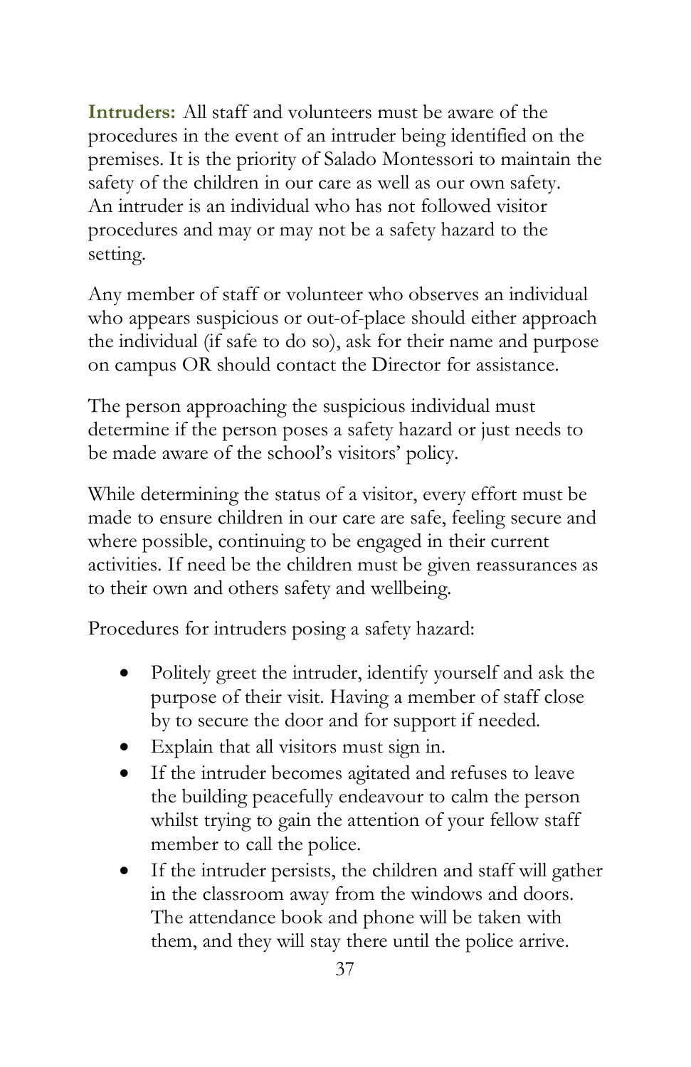**Intruders:** All staff and volunteers must be aware of the procedures in the event of an intruder being identified on the premises. It is the priority of Salado Montessori to maintain the safety of the children in our care as well as our own safety. An intruder is an individual who has not followed visitor procedures and may or may not be a safety hazard to the setting.

Any member of staff or volunteer who observes an individual who appears suspicious or out-of-place should either approach the individual (if safe to do so), ask for their name and purpose on campus OR should contact the Director for assistance.

The person approaching the suspicious individual must determine if the person poses a safety hazard or just needs to be made aware of the school's visitors' policy.

While determining the status of a visitor, every effort must be made to ensure children in our care are safe, feeling secure and where possible, continuing to be engaged in their current activities. If need be the children must be given reassurances as to their own and others safety and wellbeing.

Procedures for intruders posing a safety hazard:

- Politely greet the intruder, identify yourself and ask the purpose of their visit. Having a member of staff close by to secure the door and for support if needed.
- Explain that all visitors must sign in.
- If the intruder becomes agitated and refuses to leave the building peacefully endeavour to calm the person whilst trying to gain the attention of your fellow staff member to call the police.
- If the intruder persists, the children and staff will gather in the classroom away from the windows and doors. The attendance book and phone will be taken with them, and they will stay there until the police arrive.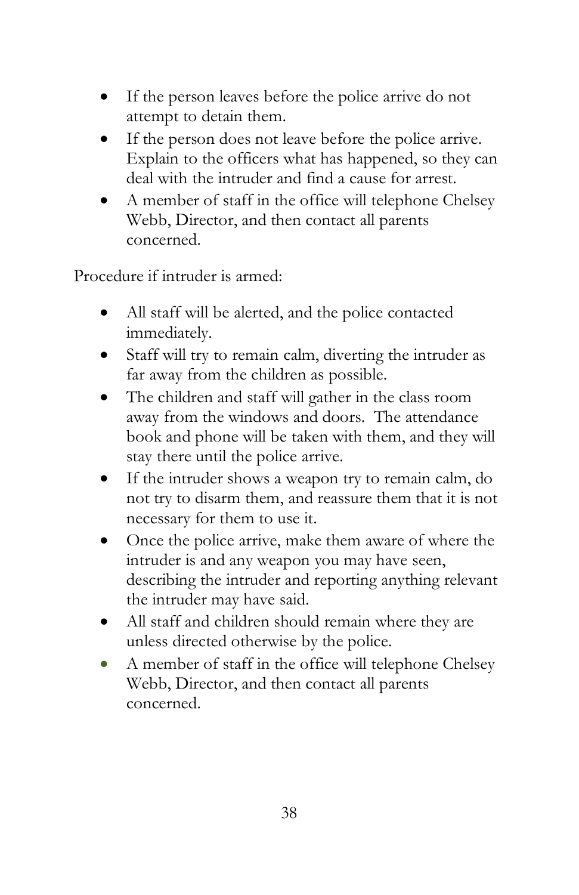- If the person leaves before the police arrive do not attempt to detain them.
- If the person does not leave before the police arrive. Explain to the officers what has happened, so they can deal with the intruder and find a cause for arrest.
- A member of staff in the office will telephone Chelsey Webb, Director, and then contact all parents concerned.

Procedure if intruder is armed:

- All staff will be alerted, and the police contacted immediately.
- Staff will try to remain calm, diverting the intruder as far away from the children as possible.
- The children and staff will gather in the class room away from the windows and doors. The attendance book and phone will be taken with them, and they will stay there until the police arrive.
- If the intruder shows a weapon try to remain calm, do not try to disarm them, and reassure them that it is not necessary for them to use it.
- Once the police arrive, make them aware of where the intruder is and any weapon you may have seen, describing the intruder and reporting anything relevant the intruder may have said.
- All staff and children should remain where they are unless directed otherwise by the police.
- A member of staff in the office will telephone Chelsey Webb, Director, and then contact all parents concerned.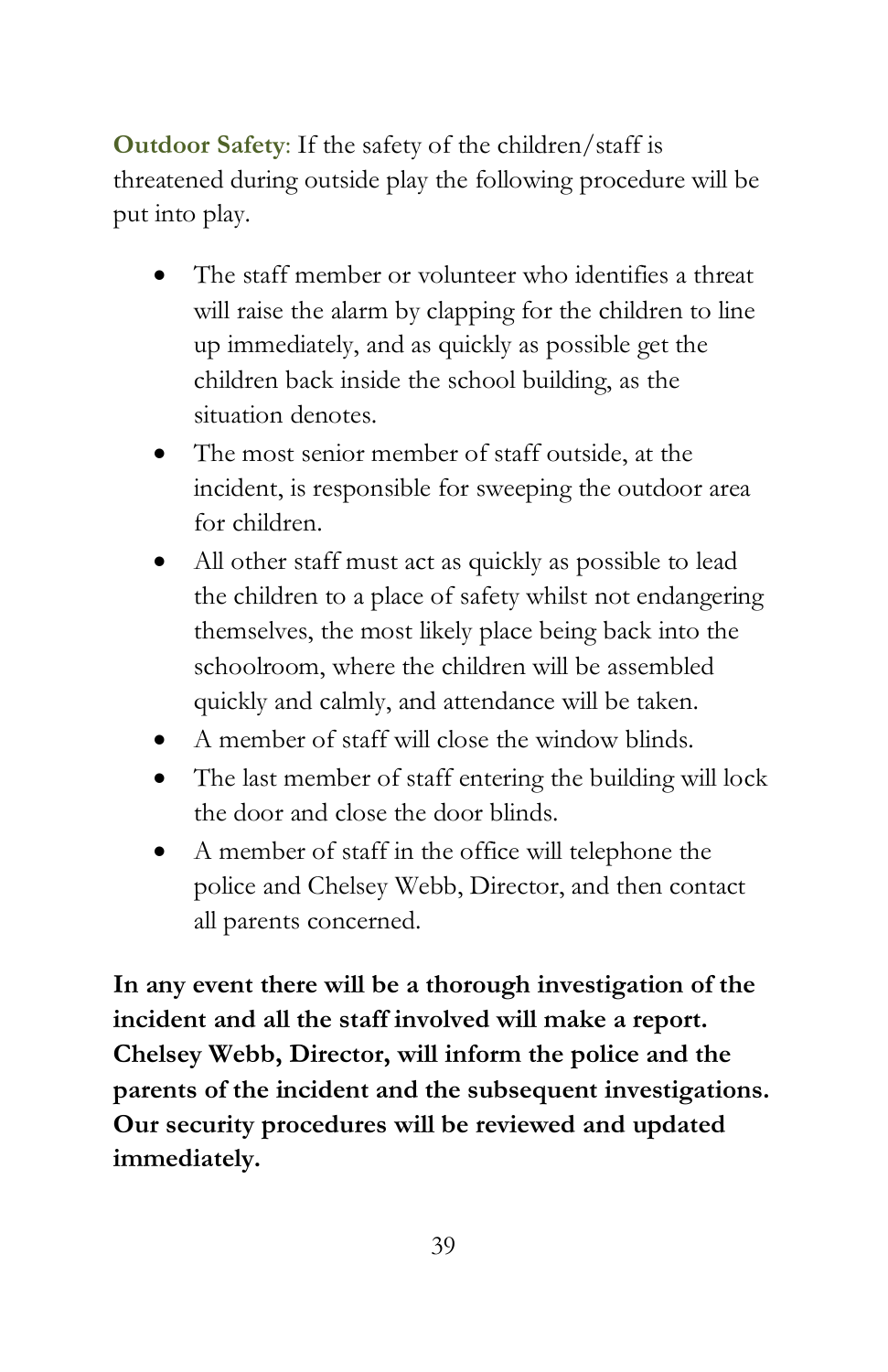**Outdoor Safety**: If the safety of the children/staff is threatened during outside play the following procedure will be put into play.

- The staff member or volunteer who identifies a threat will raise the alarm by clapping for the children to line up immediately, and as quickly as possible get the children back inside the school building, as the situation denotes.
- The most senior member of staff outside, at the incident, is responsible for sweeping the outdoor area for children.
- All other staff must act as quickly as possible to lead the children to a place of safety whilst not endangering themselves, the most likely place being back into the schoolroom, where the children will be assembled quickly and calmly, and attendance will be taken.
- A member of staff will close the window blinds.
- The last member of staff entering the building will lock the door and close the door blinds.
- A member of staff in the office will telephone the police and Chelsey Webb, Director, and then contact all parents concerned.

**In any event there will be a thorough investigation of the incident and all the staff involved will make a report. Chelsey Webb, Director, will inform the police and the parents of the incident and the subsequent investigations. Our security procedures will be reviewed and updated immediately.**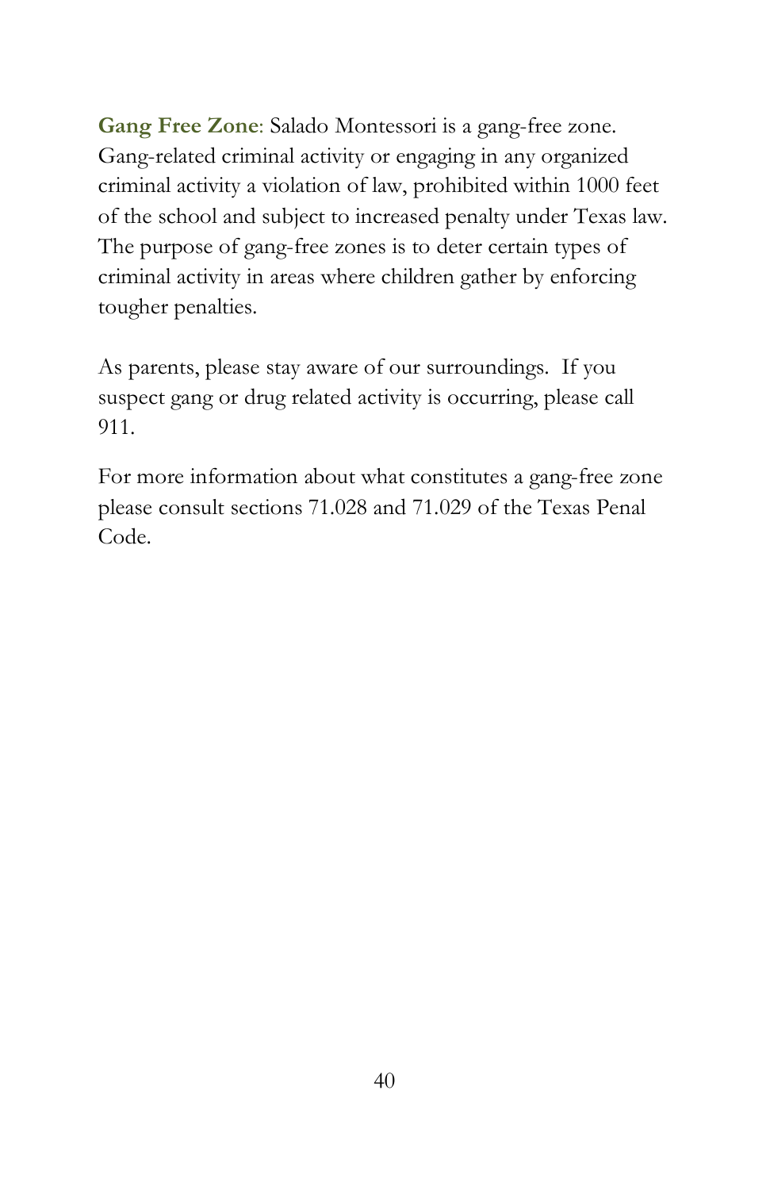**Gang Free Zone**: Salado Montessori is a gang-free zone. Gang-related criminal activity or engaging in any organized criminal activity a violation of law, prohibited within 1000 feet of the school and subject to increased penalty under Texas law. The purpose of gang-free zones is to deter certain types of criminal activity in areas where children gather by enforcing tougher penalties.

As parents, please stay aware of our surroundings. If you suspect gang or drug related activity is occurring, please call 911.

For more information about what constitutes a gang-free zone please consult sections 71.028 and 71.029 of the Texas Penal Code.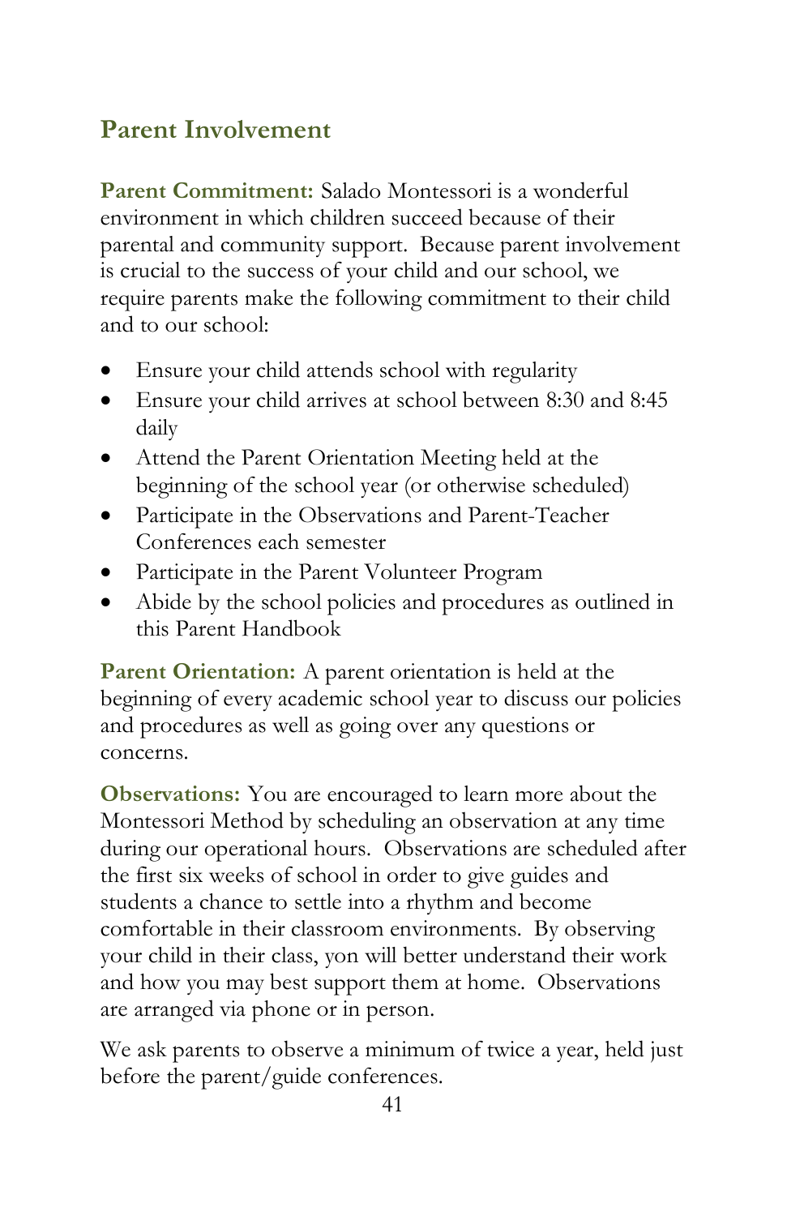## Parent Involvement

**Parent Commitment:** Salado Montessori is a wonderful environment in which children succeed because of their parental and community support. Because parent involvement is crucial to the success of your child and our school, we require parents make the following commitment to their child and to our school:

- Ensure your child attends school with regularity
- Ensure your child arrives at school between 8:30 and 8:45 daily
- Attend the Parent Orientation Meeting held at the beginning of the school year (or otherwise scheduled)
- Participate in the Observations and Parent-Teacher Conferences each semester
- Participate in the Parent Volunteer Program
- Abide by the school policies and procedures as outlined in this Parent Handbook

**Parent Orientation:** A parent orientation is held at the beginning of every academic school year to discuss our policies and procedures as well as going over any questions or concerns.

**Observations:** You are encouraged to learn more about the Montessori Method by scheduling an observation at any time during our operational hours. Observations are scheduled after the first six weeks of school in order to give guides and students a chance to settle into a rhythm and become comfortable in their classroom environments. By observing your child in their class, yon will better understand their work and how you may best support them at home. Observations are arranged via phone or in person.

We ask parents to observe a minimum of twice a year, held just before the parent/guide conferences.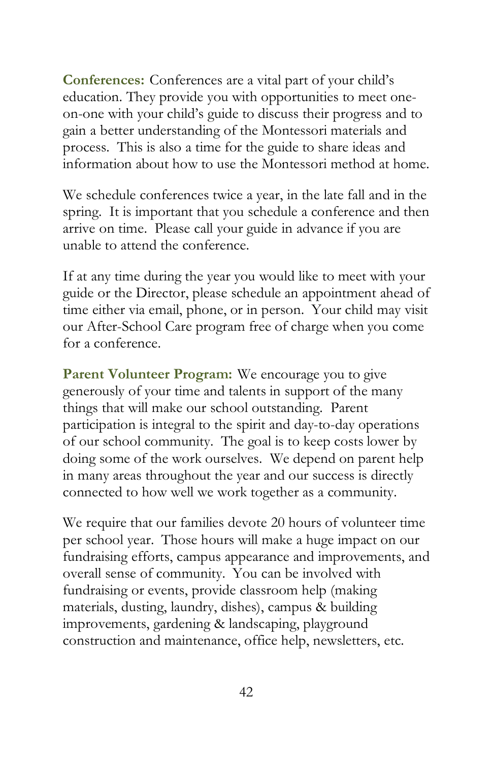**Conferences:** Conferences are a vital part of your child's education. They provide you with opportunities to meet one-on-one with your child's guide to discuss their progress and to gain a better understanding of the Montessori materials and process. This is also a time for the guide to share ideas and information about how to use the Montessori method at home.

We schedule conferences twice a year, in the late fall and in the spring. It is important that you schedule a conference and then arrive on time. Please call your guide in advance if you are unable to attend the conference.

If at any time during the year you would like to meet with your guide or the Director, please schedule an appointment ahead of time either via email, phone, or in person. Your child may visit our After-School Care program free of charge when you come for a conference.

**Parent Volunteer Program:** We encourage you to give generously of your time and talents in support of the many things that will make our school outstanding. Parent participation is integral to the spirit and day-to-day operations of our school community. The goal is to keep costs lower by doing some of the work ourselves. We depend on parent help in many areas throughout the year and our success is directly connected to how well we work together as a community.

We require that our families devote 20 hours of volunteer time per school year. Those hours will make a huge impact on our fundraising efforts, campus appearance and improvements, and overall sense of community. You can be involved with fundraising or events, provide classroom help (making materials, dusting, laundry, dishes), campus & building improvements, gardening & landscaping, playground construction and maintenance, office help, newsletters, etc.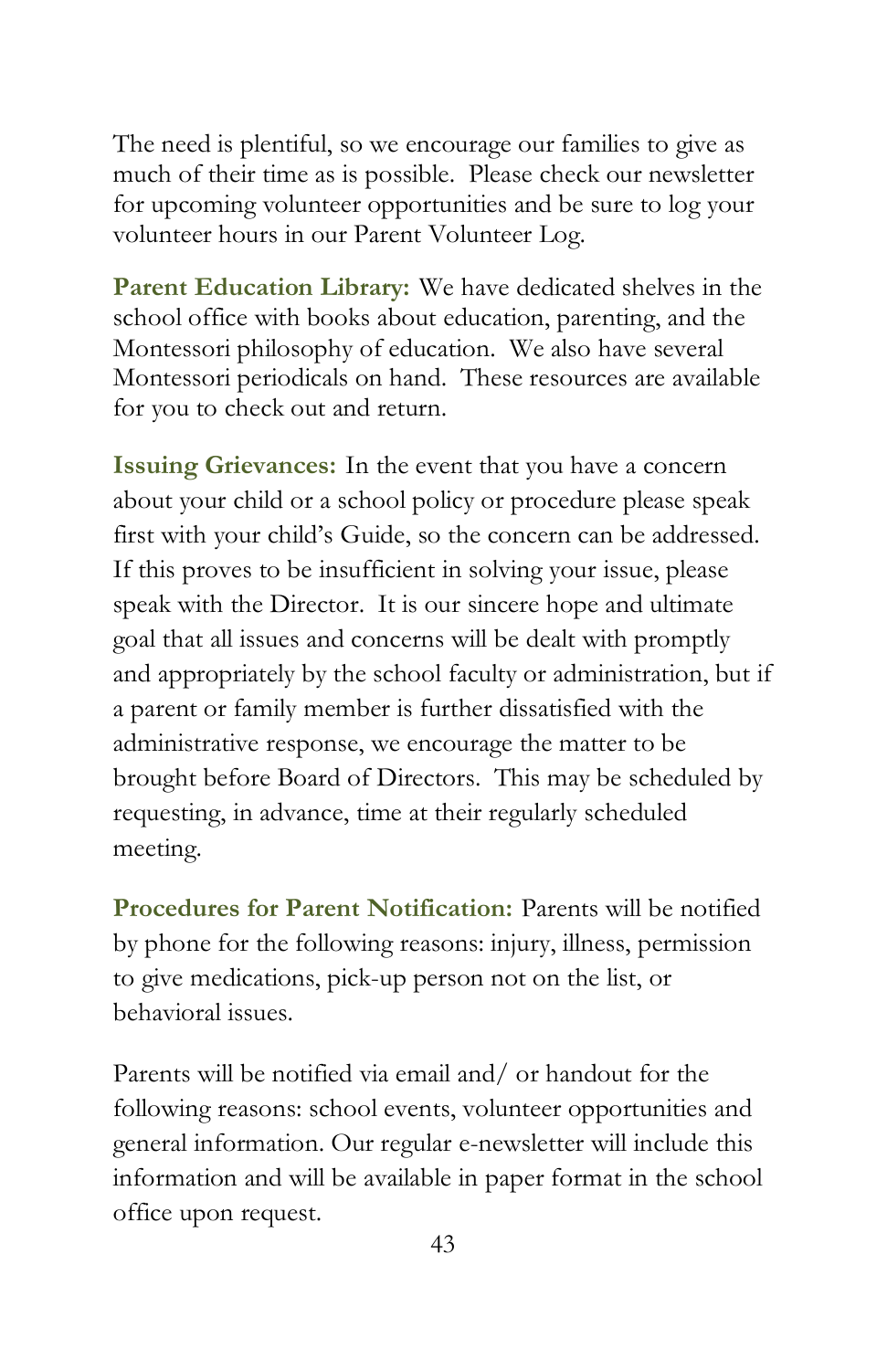The need is plentiful, so we encourage our families to give as much of their time as is possible. Please check our newsletter for upcoming volunteer opportunities and be sure to log your volunteer hours in our Parent Volunteer Log.

**Parent Education Library:** We have dedicated shelves in the school office with books about education, parenting, and the Montessori philosophy of education. We also have several Montessori periodicals on hand. These resources are available for you to check out and return.

**Issuing Grievances:** In the event that you have a concern about your child or a school policy or procedure please speak first with your child's Guide, so the concern can be addressed. If this proves to be insufficient in solving your issue, please speak with the Director. It is our sincere hope and ultimate goal that all issues and concerns will be dealt with promptly and appropriately by the school faculty or administration, but if a parent or family member is further dissatisfied with the administrative response, we encourage the matter to be brought before Board of Directors. This may be scheduled by requesting, in advance, time at their regularly scheduled meeting.

**Procedures for Parent Notification:** Parents will be notified by phone for the following reasons: injury, illness, permission to give medications, pick-up person not on the list, or behavioral issues.

Parents will be notified via email and/ or handout for the following reasons: school events, volunteer opportunities and general information. Our regular e-newsletter will include this information and will be available in paper format in the school office upon request.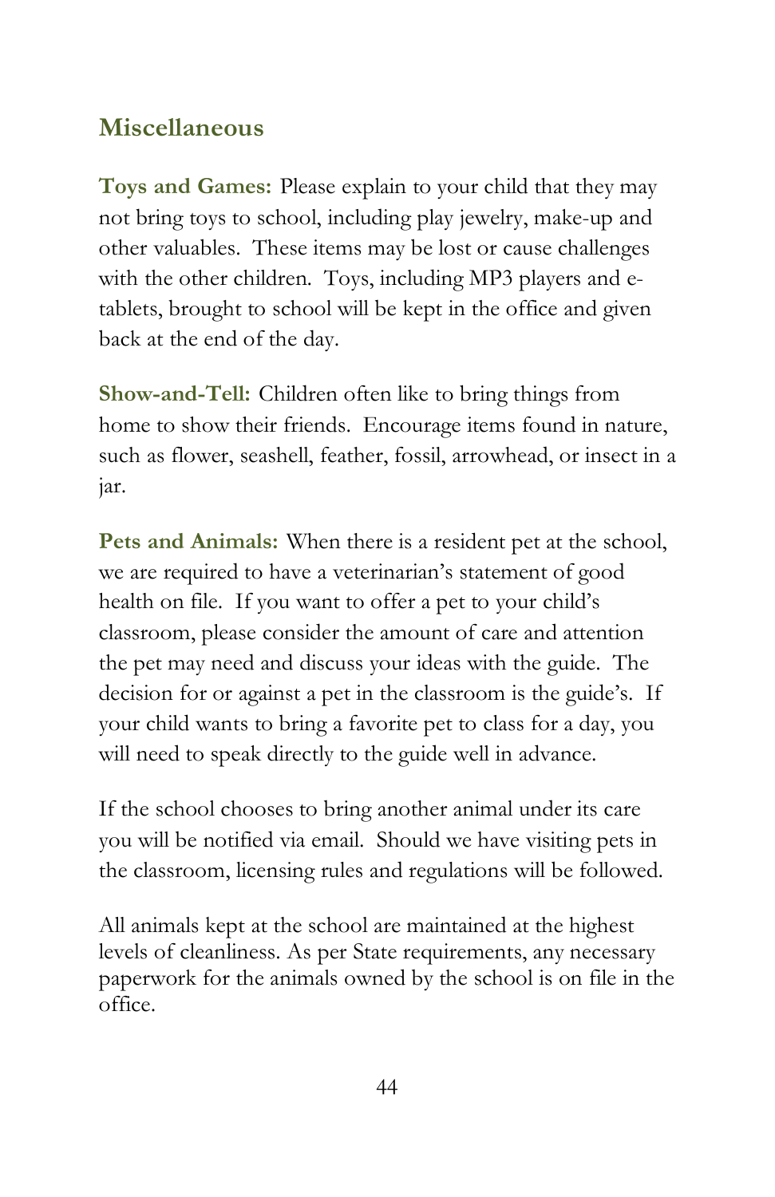## Miscellaneous

**Toys and Games:** Please explain to your child that they may not bring toys to school, including play jewelry, make-up and other valuables. These items may be lost or cause challenges with the other children. Toys, including MP3 players and e-tablets, brought to school will be kept in the office and given back at the end of the day.

**Show-and-Tell:** Children often like to bring things from home to show their friends. Encourage items found in nature, such as flower, seashell, feather, fossil, arrowhead, or insect in a jar.

**Pets and Animals:** When there is a resident pet at the school, we are required to have a veterinarian's statement of good health on file. If you want to offer a pet to your child's classroom, please consider the amount of care and attention the pet may need and discuss your ideas with the guide. The decision for or against a pet in the classroom is the guide's. If your child wants to bring a favorite pet to class for a day, you will need to speak directly to the guide well in advance.

If the school chooses to bring another animal under its care you will be notified via email. Should we have visiting pets in the classroom, licensing rules and regulations will be followed.

All animals kept at the school are maintained at the highest levels of cleanliness. As per State requirements, any necessary paperwork for the animals owned by the school is on file in the office.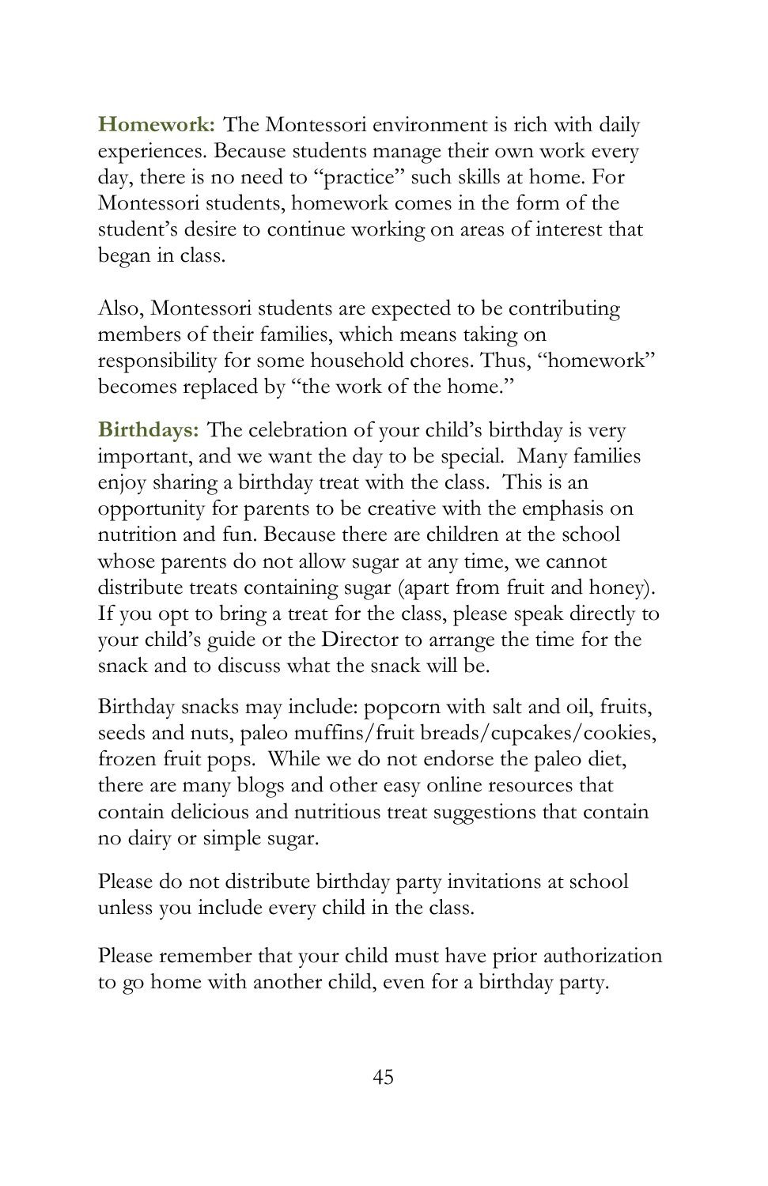**Homework:** The Montessori environment is rich with daily experiences. Because students manage their own work every day, there is no need to "practice" such skills at home. For Montessori students, homework comes in the form of the student's desire to continue working on areas of interest that began in class.

Also, Montessori students are expected to be contributing members of their families, which means taking on responsibility for some household chores. Thus, "homework" becomes replaced by "the work of the home."

**Birthdays:** The celebration of your child's birthday is very important, and we want the day to be special. Many families enjoy sharing a birthday treat with the class. This is an opportunity for parents to be creative with the emphasis on nutrition and fun. Because there are children at the school whose parents do not allow sugar at any time, we cannot distribute treats containing sugar (apart from fruit and honey). If you opt to bring a treat for the class, please speak directly to your child's guide or the Director to arrange the time for the snack and to discuss what the snack will be.

Birthday snacks may include: popcorn with salt and oil, fruits, seeds and nuts, paleo muffins/fruit breads/cupcakes/cookies, frozen fruit pops. While we do not endorse the paleo diet, there are many blogs and other easy online resources that contain delicious and nutritious treat suggestions that contain no dairy or simple sugar.

Please do not distribute birthday party invitations at school unless you include every child in the class.

Please remember that your child must have prior authorization to go home with another child, even for a birthday party.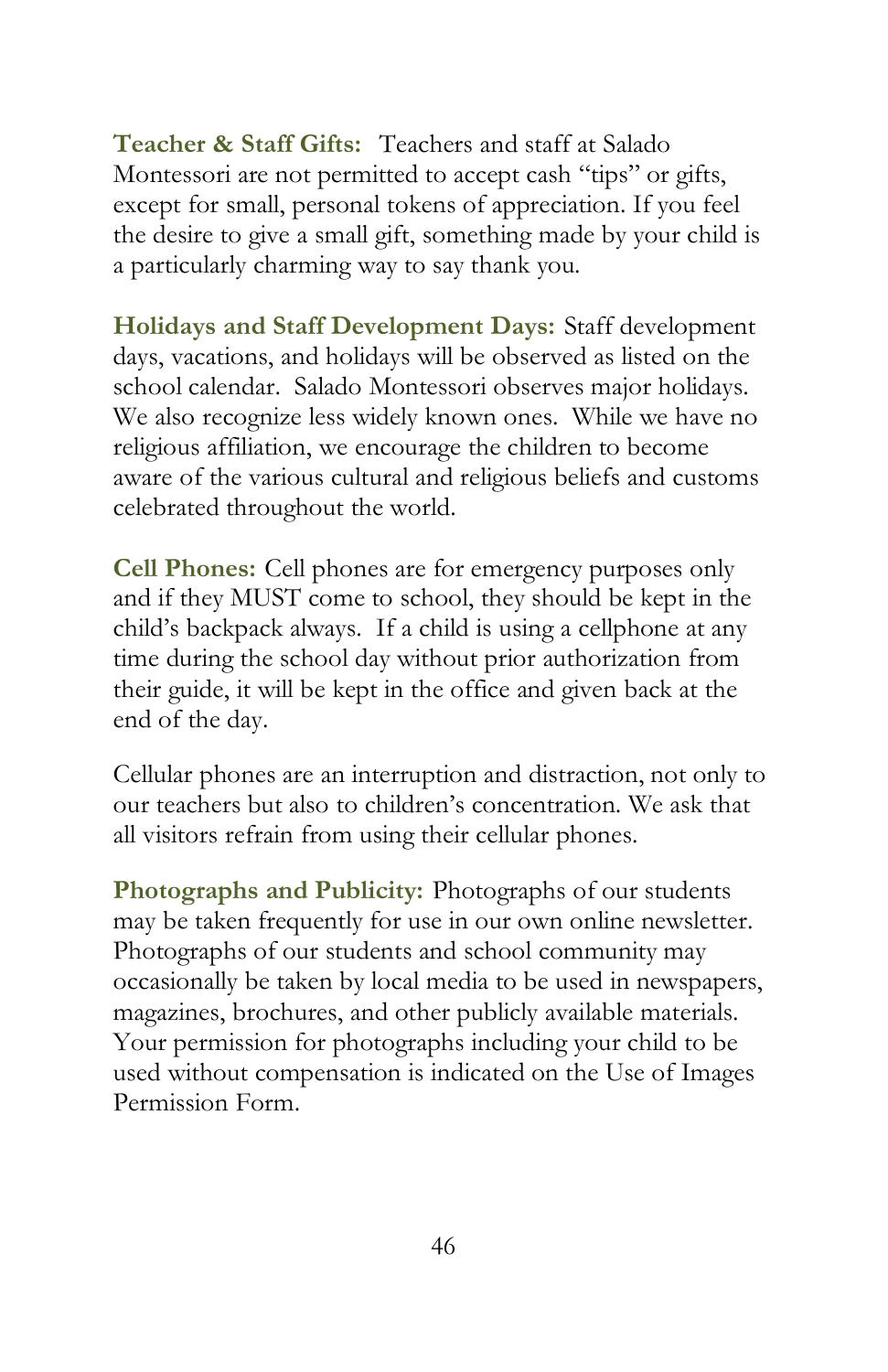**Teacher & Staff Gifts:** Teachers and staff at Salado Montessori are not permitted to accept cash "tips" or gifts, except for small, personal tokens of appreciation. If you feel the desire to give a small gift, something made by your child is a particularly charming way to say thank you.

**Holidays and Staff Development Days:** Staff development days, vacations, and holidays will be observed as listed on the school calendar. Salado Montessori observes major holidays. We also recognize less widely known ones. While we have no religious affiliation, we encourage the children to become aware of the various cultural and religious beliefs and customs celebrated throughout the world.

**Cell Phones:** Cell phones are for emergency purposes only and if they MUST come to school, they should be kept in the child's backpack always. If a child is using a cellphone at any time during the school day without prior authorization from their guide, it will be kept in the office and given back at the end of the day.

Cellular phones are an interruption and distraction, not only to our teachers but also to children's concentration. We ask that all visitors refrain from using their cellular phones.

**Photographs and Publicity:** Photographs of our students may be taken frequently for use in our own online newsletter. Photographs of our students and school community may occasionally be taken by local media to be used in newspapers, magazines, brochures, and other publicly available materials. Your permission for photographs including your child to be used without compensation is indicated on the Use of Images Permission Form.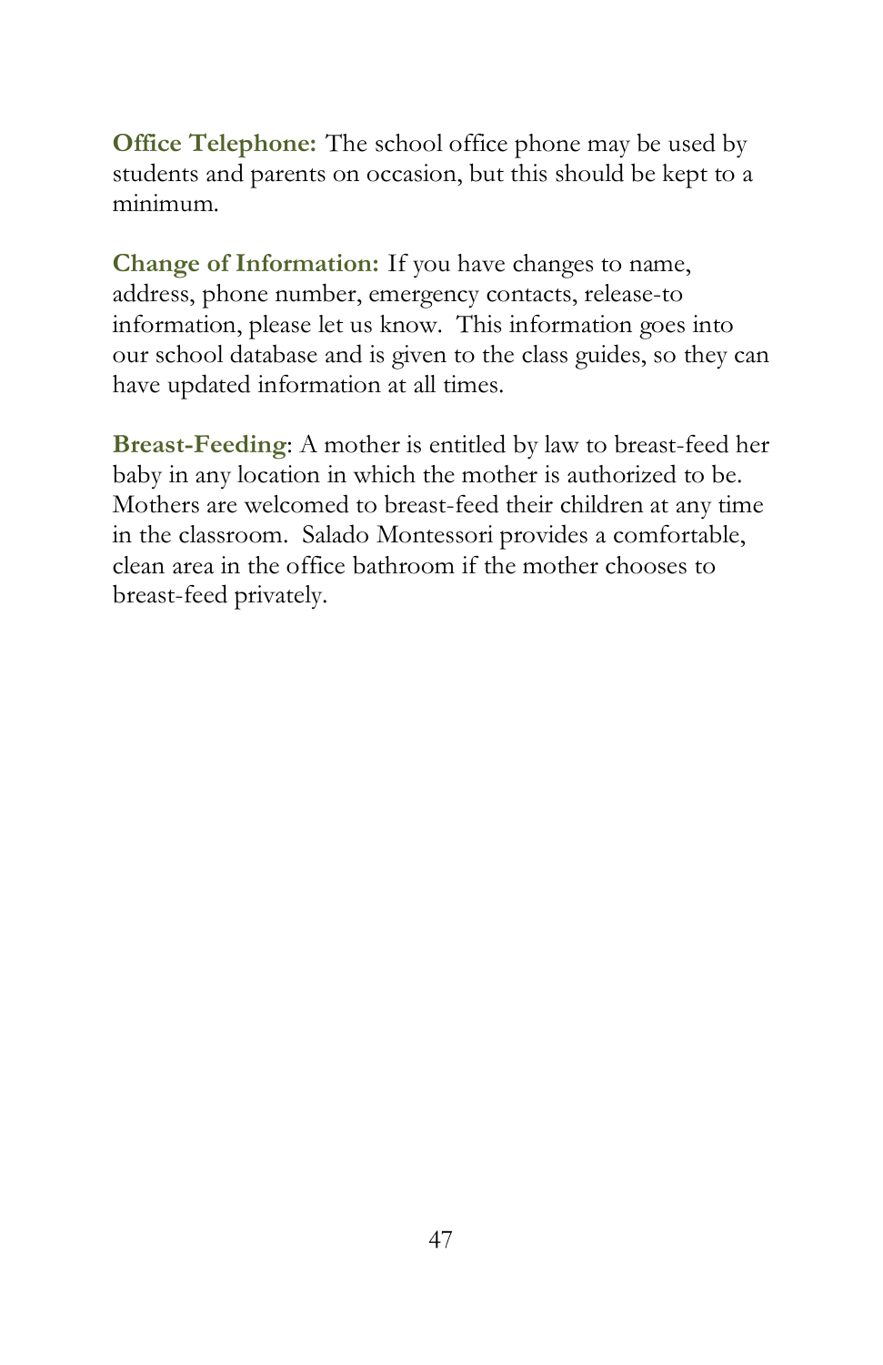**Office Telephone:** The school office phone may be used by students and parents on occasion, but this should be kept to a minimum.

**Change of Information:** If you have changes to name, address, phone number, emergency contacts, release-to information, please let us know. This information goes into our school database and is given to the class guides, so they can have updated information at all times.

**Breast-Feeding**: A mother is entitled by law to breast-feed her baby in any location in which the mother is authorized to be. Mothers are welcomed to breast-feed their children at any time in the classroom. Salado Montessori provides a comfortable, clean area in the office bathroom if the mother chooses to breast-feed privately.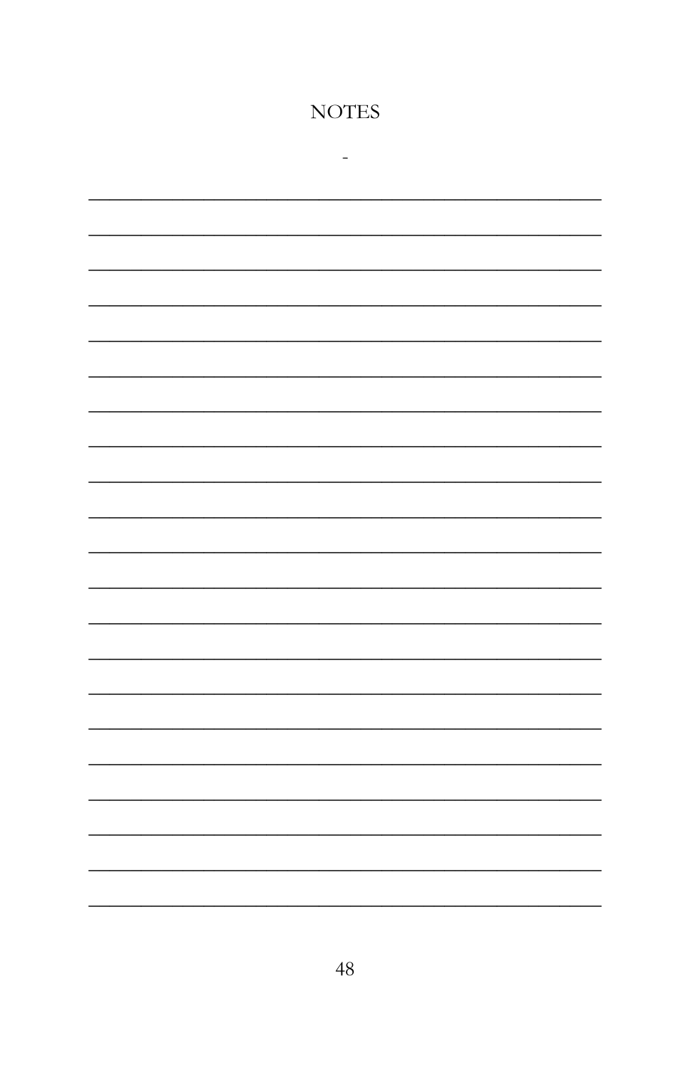# NOTES

-